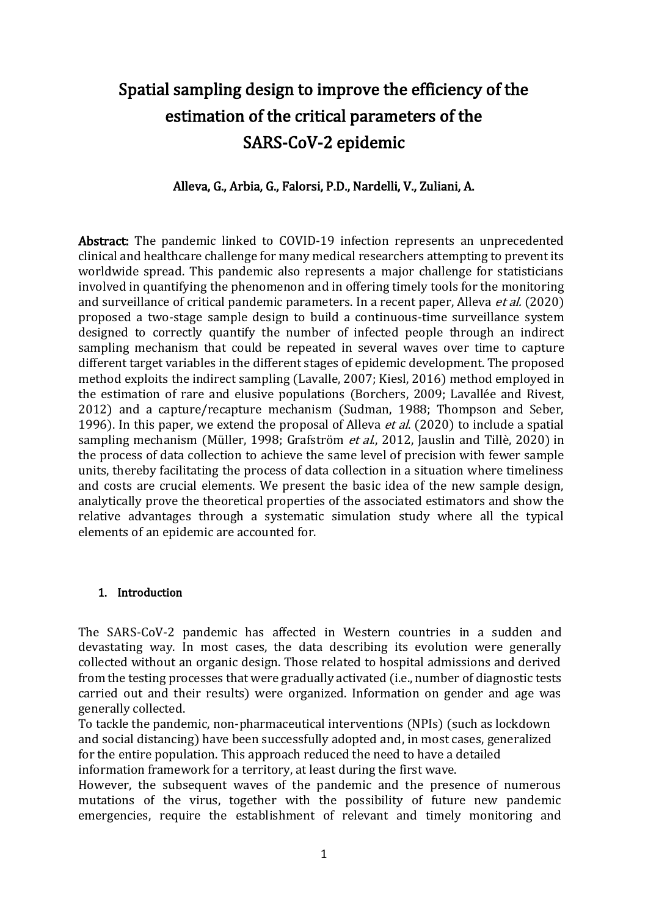# Spatial sampling design to improve the efficiency of the estimation of the critical parameters of the SARS-CoV-2 epidemic

**Alleva, G., Arbia, G., Falorsi, P.D., Nardelli, V., Zuliani, A.**

**Abstract:** The pandemic linked to COVID-19 infection represents an unprecedented clinical and healthcare challenge for many medical researchers attempting to prevent its worldwide spread. This pandemic also represents a major challenge for statisticians involved in quantifying the phenomenon and in offering timely tools for the monitoring and surveillance of critical pandemic parameters. In a recent paper, Alleva *et al.* (2020) proposed a two-stage sample design to build a continuous-time surveillance system designed to correctly quantify the number of infected people through an indirect sampling mechanism that could be repeated in several waves over time to capture different target variables in the different stages of epidemic development. The proposed method exploits the indirect sampling (Lavalle, 2007; Kiesl, 2016) method employed in the estimation of rare and elusive populations (Borchers, 2009; Lavallée and Rivest, 2012) and a capture/recapture mechanism (Sudman, 1988; Thompson and Seber, 1996). In this paper, we extend the proposal of Alleva *et al.* (2020) to include a spatial sampling mechanism (Müller, 1998; Grafström *et al.*, 2012, Jauslin and Tillè, 2020) in the process of data collection to achieve the same level of precision with fewer sample units, thereby facilitating the process of data collection in a situation where timeliness and costs are crucial elements. We present the basic idea of the new sample design, analytically prove the theoretical properties of the associated estimators and show the relative advantages through a systematic simulation study where all the typical elements of an epidemic are accounted for.

## 1. Introduction

The SARS-CoV-2 pandemic has affected in Western countries in a sudden and devastating way. In most cases, the data describing its evolution were generally collected without an organic design. Those related to hospital admissions and derived from the testing processes that were gradually activated (i.e., number of diagnostic tests carried out and their results) were organized. Information on gender and age was generally collected.

To tackle the pandemic, non-pharmaceutical interventions (NPIs) (such as lockdown and social distancing) have been successfully adopted and, in most cases, generalized for the entire population. This approach reduced the need to have a detailed information framework for a territory, at least during the first wave.

However, the subsequent waves of the pandemic and the presence of numerous mutations of the virus, together with the possibility of future new pandemic emergencies, require the establishment of relevant and timely monitoring and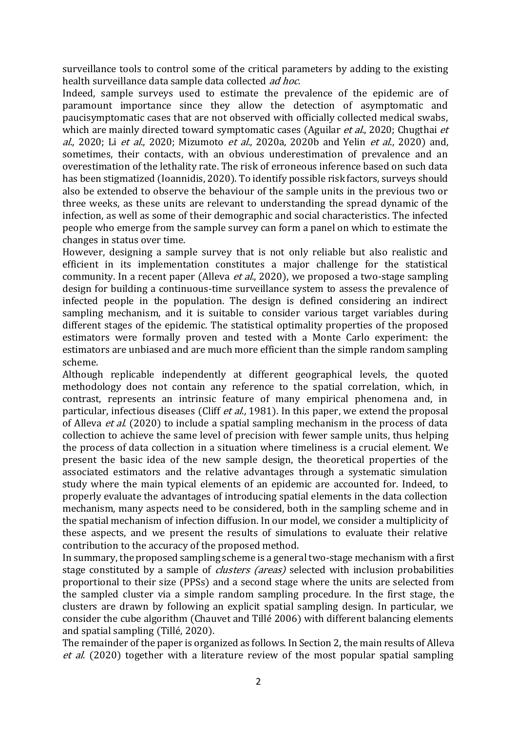surveillance tools to control some of the critical parameters by adding to the existing health surveillance data sample data collected *ad hoc*.

Indeed, sample surveys used to estimate the prevalence of the epidemic are of paramount importance since they allow the detection of asymptomatic and paucisymptomatic cases that are not observed with officially collected medical swabs, which are mainly directed toward symptomatic cases (Aguilar *et al.*, 2020; Chugthai *et al.*, 2020; Li *et al.*, 2020; Mizumoto *et al.*, 2020a, 2020b and Yelin *et al.*, 2020) and, sometimes, their contacts, with an obvious underestimation of prevalence and an overestimation of the lethality rate. The risk of erroneous inference based on such data has been stigmatized (Ioannidis, 2020). To identify possible risk factors, surveys should also be extended to observe the behaviour of the sample units in the previous two or three weeks, as these units are relevant to understanding the spread dynamic of the infection, as well as some of their demographic and social characteristics. The infected people who emerge from the sample survey can form a panel on which to estimate the changes in status over time.

However, designing a sample survey that is not only reliable but also realistic and efficient in its implementation constitutes a major challenge for the statistical community. In a recent paper (Alleva *et al.*, 2020), we proposed a two-stage sampling design for building a continuous-time surveillance system to assess the prevalence of infected people in the population. The design is defined considering an indirect sampling mechanism, and it is suitable to consider various target variables during different stages of the epidemic. The statistical optimality properties of the proposed estimators were formally proven and tested with a Monte Carlo experiment: the estimators are unbiased and are much more efficient than the simple random sampling scheme.

Although replicable independently at different geographical levels, the quoted methodology does not contain any reference to the spatial correlation, which, in contrast, represents an intrinsic feature of many empirical phenomena and, in particular, infectious diseases (Cliff *et al.*, 1981). In this paper, we extend the proposal of Alleva *et al.* (2020) to include a spatial sampling mechanism in the process of data collection to achieve the same level of precision with fewer sample units, thus helping the process of data collection in a situation where timeliness is a crucial element. We present the basic idea of the new sample design, the theoretical properties of the associated estimators and the relative advantages through a systematic simulation study where the main typical elements of an epidemic are accounted for. Indeed, to properly evaluate the advantages of introducing spatial elements in the data collection mechanism, many aspects need to be considered, both in the sampling scheme and in the spatial mechanism of infection diffusion. In our model, we consider a multiplicity of these aspects, and we present the results of simulations to evaluate their relative contribution to the accuracy of the proposed method.

In summary, the proposed sampling scheme is a general two-stage mechanism with a first stage constituted by a sample of *clusters (areas)* selected with inclusion probabilities proportional to their size (PPSs) and a second stage where the units are selected from the sampled cluster via a simple random sampling procedure. In the first stage, the clusters are drawn by following an explicit spatial sampling design. In particular, we consider the cube algorithm (Chauvet and Tillé 2006) with different balancing elements and spatial sampling (Tillé, 2020).

The remainder of the paper is organized as follows. In Section 2, the main results of Alleva *et al.* (2020) together with a literature review of the most popular spatial sampling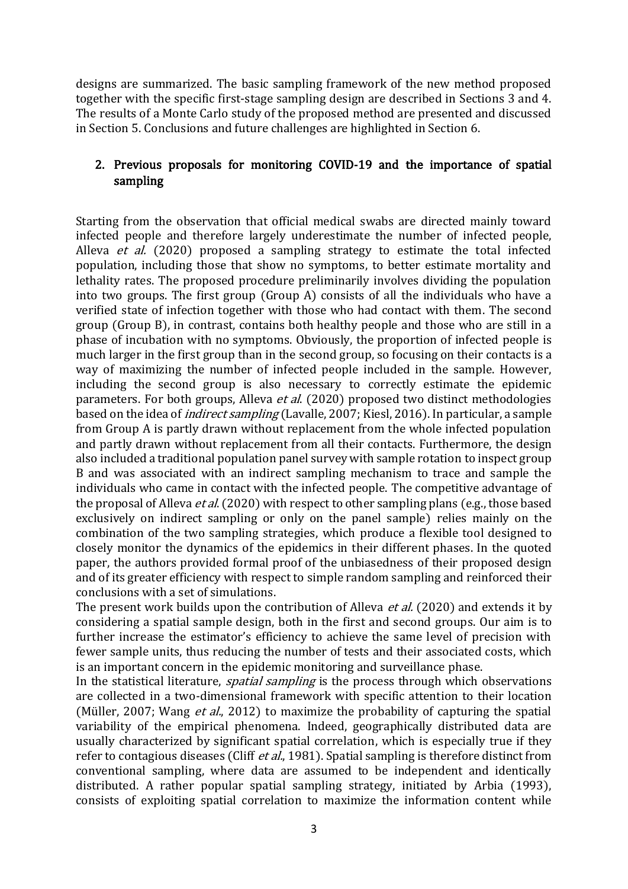designs are summarized. The basic sampling framework of the new method proposed together with the specific first-stage sampling design are described in Sections 3 and 4. The results of a Monte Carlo study of the proposed method are presented and discussed in Section 5. Conclusions and future challenges are highlighted in Section 6.

## 2. Previous proposals for monitoring COVID-19 and the importance of spatial sampling

Starting from the observation that official medical swabs are directed mainly toward infected people and therefore largely underestimate the number of infected people, Alleva *et al.* (2020) proposed a sampling strategy to estimate the total infected population, including those that show no symptoms, to better estimate mortality and lethality rates. The proposed procedure preliminarily involves dividing the population into two groups. The first group (Group A) consists of all the individuals who have a verified state of infection together with those who had contact with them. The second group (Group B), in contrast, contains both healthy people and those who are still in a phase of incubation with no symptoms. Obviously, the proportion of infected people is much larger in the first group than in the second group, so focusing on their contacts is a way of maximizing the number of infected people included in the sample. However, including the second group is also necessary to correctly estimate the epidemic parameters. For both groups, Alleva *et al*. (2020) proposed two distinct methodologies based on the idea of *indirect sampling* (Lavalle, 2007; Kiesl, 2016). In particular, a sample from Group A is partly drawn without replacement from the whole infected population and partly drawn without replacement from all their contacts. Furthermore, the design also included a traditional population panel survey with sample rotation to inspect group B and was associated with an indirect sampling mechanism to trace and sample the individuals who came in contact with the infected people. The competitive advantage of the proposal of Alleva *et al*. (2020) with respect to other sampling plans (e.g., those based exclusively on indirect sampling or only on the panel sample) relies mainly on the combination of the two sampling strategies, which produce a flexible tool designed to closely monitor the dynamics of the epidemics in their different phases. In the quoted paper, the authors provided formal proof of the unbiasedness of their proposed design and of its greater efficiency with respect to simple random sampling and reinforced their conclusions with a set of simulations.

The present work builds upon the contribution of Alleva *et al.* (2020) and extends it by considering a spatial sample design, both in the first and second groups. Our aim is to further increase the estimator's efficiency to achieve the same level of precision with fewer sample units, thus reducing the number of tests and their associated costs, which is an important concern in the epidemic monitoring and surveillance phase.

In the statistical literature, *spatial sampling* is the process through which observations are collected in a two-dimensional framework with specific attention to their location (Müller, 2007; Wang *et al*., 2012) to maximize the probability of capturing the spatial variability of the empirical phenomena. Indeed, geographically distributed data are usually characterized by significant spatial correlation, which is especially true if they refer to contagious diseases (Cliff *et al*., 1981). Spatial sampling is therefore distinct from conventional sampling, where data are assumed to be independent and identically distributed. A rather popular spatial sampling strategy, initiated by Arbia (1993), consists of exploiting spatial correlation to maximize the information content while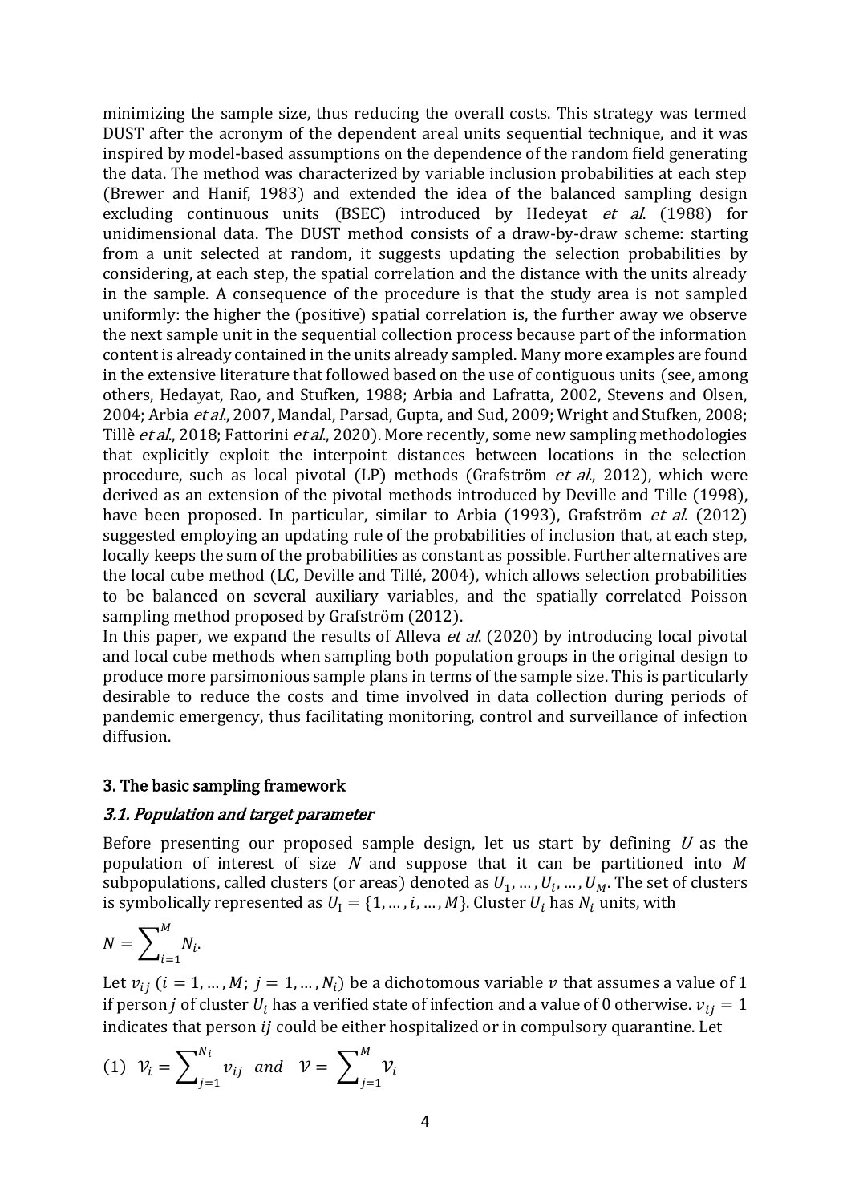minimizing the sample size, thus reducing the overall costs. This strategy was termed DUST after the acronym of the dependent areal units sequential technique, and it was inspired by model-based assumptions on the dependence of the random field generating the data. The method was characterized by variable inclusion probabilities at each step (Brewer and Hanif, 1983) and extended the idea of the balanced sampling design excluding continuous units (BSEC) introduced by Hedeyat *et al.* (1988) for unidimensional data. The DUST method consists of a draw-by-draw scheme: starting from a unit selected at random, it suggests updating the selection probabilities by considering, at each step, the spatial correlation and the distance with the units already in the sample. A consequence of the procedure is that the study area is not sampled uniformly: the higher the (positive) spatial correlation is, the further away we observe the next sample unit in the sequential collection process because part of the information content is already contained in the units already sampled. Many more examples are found in the extensive literature that followed based on the use of contiguous units (see, among others, Hedayat, Rao, and Stufken, 1988; Arbia and Lafratta, 2002, Stevens and Olsen, 2004; Arbia *et al.*, 2007, Mandal, Parsad, Gupta, and Sud, 2009; Wright and Stufken, 2008; Tillè *et al.*, 2018; Fattorini *et al.*, 2020). More recently, some new sampling methodologies that explicitly exploit the interpoint distances between locations in the selection procedure, such as local pivotal (LP) methods (Grafström *et al.*, 2012), which were derived as an extension of the pivotal methods introduced by Deville and Tille (1998), have been proposed. In particular, similar to Arbia (1993), Grafström *et al.* (2012) suggested employing an updating rule of the probabilities of inclusion that, at each step, locally keeps the sum of the probabilities as constant as possible. Further alternatives are the local cube method (LC, Deville and Tillé, 2004), which allows selection probabilities to be balanced on several auxiliary variables, and the spatially correlated Poisson sampling method proposed by Grafström (2012).

In this paper, we expand the results of Alleva *et al.* (2020) by introducing local pivotal and local cube methods when sampling both population groups in the original design to produce more parsimonious sample plans in terms of the sample size. This is particularly desirable to reduce the costs and time involved in data collection during periods of pandemic emergency, thus facilitating monitoring, control and surveillance of infection diffusion.

## 3. The basic sampling framework

### *3.1. Population and target parameter*

Before presenting our proposed sample design, let us start by defining $U$ as the population of interest of size $N$ and suppose that it can be partitioned into $M$ subpopulations, called clusters (or areas) denoted as $U_1, \dots, U_i, \dots, U_M$. The set of clusters is symbolically represented as $U_{\mathrm{I}} = \{1, \dots, i, \dots, M\}$. Cluster $U_i$ has $N_i$ units, with

$$N = \sum_{i=1}^{M} N_i.$$

Let $v_{ij}$ ($i = 1, \dots, M;\ j = 1, \dots, N_i$) be a dichotomous variable $v$ that assumes a value of 1 if person $j$ of cluster $U_i$ has a verified state of infection and a value of 0 otherwise. $v_{ij} = 1$ indicates that person $ij$ could be either hospitalized or in compulsory quarantine. Let

$$(1)\quad \mathcal{V}_i = \sum_{j=1}^{N_i} v_{ij} \quad and \quad \mathcal{V} = \sum_{j=1}^{M} \mathcal{V}_i$$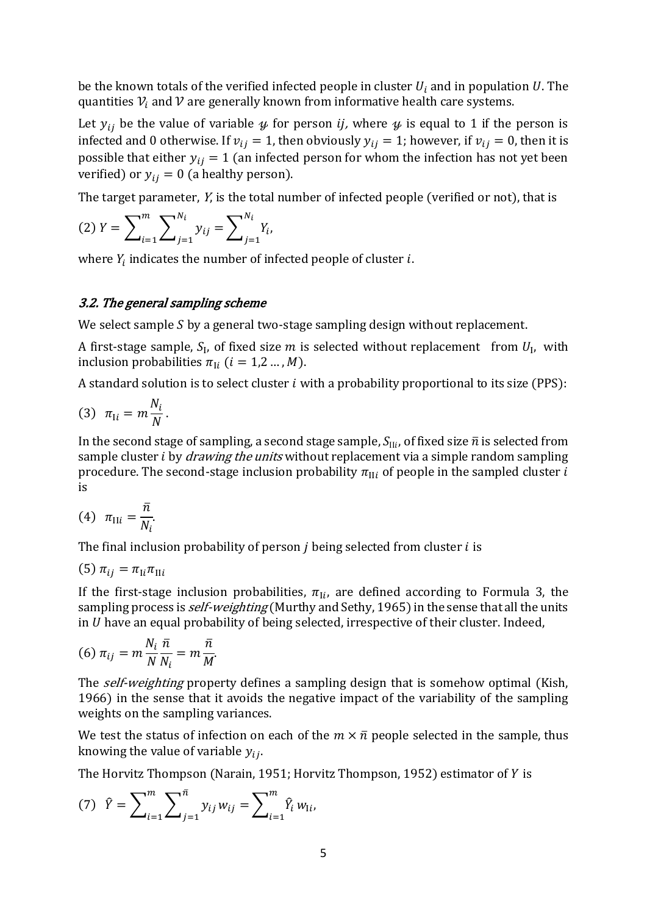be the known totals of the verified infected people in cluster $U_i$ and in population $U$. The quantities $\mathcal{V}_i$ and $\mathcal{V}$ are generally known from informative health care systems.

Let $y_{ij}$ be the value of variable $\mathcal{y}$ for person $ij$, where $\mathcal{y}$ is equal to 1 if the person is infected and 0 otherwise. If $v_{ij} = 1$, then obviously $y_{ij} = 1$; however, if $v_{ij} = 0$, then it is possible that either $y_{ij} = 1$ (an infected person for whom the infection has not yet been verified) or $y_{ij} = 0$ (a healthy person).

The target parameter, $Y$, is the total number of infected people (verified or not), that is

$$(2)\ Y = \sum_{i=1}^{m} \sum_{j=1}^{N_i} y_{ij} = \sum_{j=1}^{N_i} Y_i,$$

where $Y_i$ indicates the number of infected people of cluster $i$.

### *3.2. The general sampling scheme*

We select sample $S$ by a general two-stage sampling design without replacement.

A first-stage sample, $S_{\mathrm{I}}$, of fixed size $m$ is selected without replacement from $U_{\mathrm{I}}$, with inclusion probabilities $\pi_{\mathrm{I}i}$ $(i = 1,2 \dots, M)$.

A standard solution is to select cluster $i$ with a probability proportional to its size (PPS):

$$(3)\ \ \pi_{\mathrm{I}i} = m\frac{N_i}{N}.$$

In the second stage of sampling, a second stage sample, $S_{\mathrm{II}i}$, of fixed size $\bar{n}$ is selected from sample cluster $i$ by *drawing the units* without replacement via a simple random sampling procedure. The second-stage inclusion probability $\pi_{\mathrm{II}i}$ of people in the sampled cluster $i$ is

$$(4)\ \ \pi_{\mathrm{II}i} = \frac{\bar{n}}{N_i}.$$

The final inclusion probability of person $j$ being selected from cluster $i$ is

$$(5)\ \pi_{ij} = \pi_{\mathrm{I}i}\pi_{\mathrm{II}i}$$

If the first-stage inclusion probabilities, $\pi_{\mathrm{I}i}$, are defined according to Formula 3, the sampling process is *self-weighting* (Murthy and Sethy, 1965) in the sense that all the units in $U$ have an equal probability of being selected, irrespective of their cluster. Indeed,

$$(6)\ \pi_{ij} = m\frac{N_i}{N}\frac{\bar{n}}{N_i} = m\frac{\bar{n}}{M}.$$

The *self-weighting* property defines a sampling design that is somehow optimal (Kish, 1966) in the sense that it avoids the negative impact of the variability of the sampling weights on the sampling variances.

We test the status of infection on each of the $m \times \bar{n}$ people selected in the sample, thus knowing the value of variable $y_{ij}$.

The Horvitz Thompson (Narain, 1951; Horvitz Thompson, 1952) estimator of $Y$ is

$$(7)\ \ \hat{Y} = \sum_{i=1}^{m} \sum_{j=1}^{\bar{n}} y_{ij}\, w_{ij} = \sum_{i=1}^{m} \hat{Y}_i\, w_{\mathrm{I}i},$$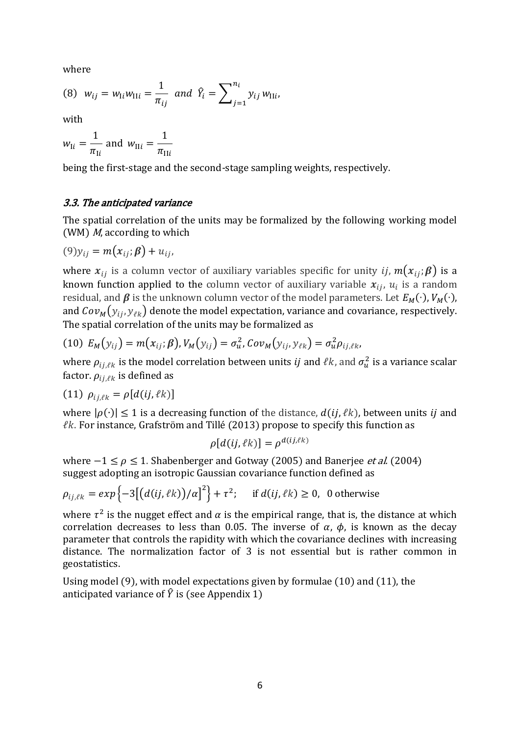where

$$(8)\quad w_{ij} = w_{\mathrm{I}i} w_{\mathrm{II}i} = \frac{1}{\pi_{ij}} \quad and \quad \hat{Y}_i = \sum_{j=1}^{n_i} y_{ij}\, w_{\mathrm{II}i},$$

with

$$w_{\mathrm{I}i} = \frac{1}{\pi_{\mathrm{I}i}} \text{ and } w_{\mathrm{II}i} = \frac{1}{\pi_{\mathrm{II}i}}$$

being the first-stage and the second-stage sampling weights, respectively.

### *3.3. The anticipated variance*

The spatial correlation of the units may be formalized by the following working model (WM) *M*, according to which

$$(9) y_{ij} = m(\boldsymbol{x}_{ij}; \boldsymbol{\beta}) + u_{ij},$$

where $\boldsymbol{x}_{ij}$ is a column vector of auxiliary variables specific for unity $ij$, $m(\boldsymbol{x}_{ij}; \boldsymbol{\beta})$ is a known function applied to the column vector of auxiliary variable $\boldsymbol{x}_{ij}$, $u_i$ is a random residual, and $\boldsymbol{\beta}$ is the unknown column vector of the model parameters. Let $E_M(\cdot)$, $V_M(\cdot)$, and $Cov_M(y_{ij}, y_{\ell k})$ denote the model expectation, variance and covariance, respectively. The spatial correlation of the units may be formalized as

$$(10)\quad E_M(y_{ij}) = m(\boldsymbol{x}_{ij}; \boldsymbol{\beta}), V_M(y_{ij}) = \sigma_u^2, Cov_M(y_{ij}, y_{\ell k}) = \sigma_u^2 \rho_{ij,\ell k},$$

where $\rho_{ij,\ell k}$ is the model correlation between units $ij$ and $\ell k$, and $\sigma_u^2$ is a variance scalar factor. $\rho_{ij,\ell k}$ is defined as

$$(11)\quad \rho_{ij,\ell k} = \rho[d(ij, \ell k)]$$

where $|\rho(\cdot)| \le 1$ is a decreasing function of the distance, $d(ij, \ell k)$, between units $ij$ and $\ell k$. For instance, Grafström and Tillé (2013) propose to specify this function as

$$\rho[d(ij, \ell k)] = \rho^{d(ij,\ell k)}$$

where $-1 \le \rho \le 1$. Shabenberger and Gotway (2005) and Banerjee *et al.* (2004) suggest adopting an isotropic Gaussian covariance function defined as

$$\rho_{ij,\ell k} = exp\left\{-3\left[\left(d(ij, \ell k)\right)/\alpha\right]^2\right\} + \tau^2; \quad \text{if } d(ij, \ell k) \ge 0, \ \ 0 \text{ otherwise}$$

where $\tau^2$ is the nugget effect and $\alpha$ is the empirical range, that is, the distance at which correlation decreases to less than 0.05. The inverse of $\alpha$, $\phi$, is known as the decay parameter that controls the rapidity with which the covariance declines with increasing distance. The normalization factor of 3 is not essential but is rather common in geostatistics.

Using model (9), with model expectations given by formulae (10) and (11), the anticipated variance of $\hat{Y}$ is (see Appendix 1)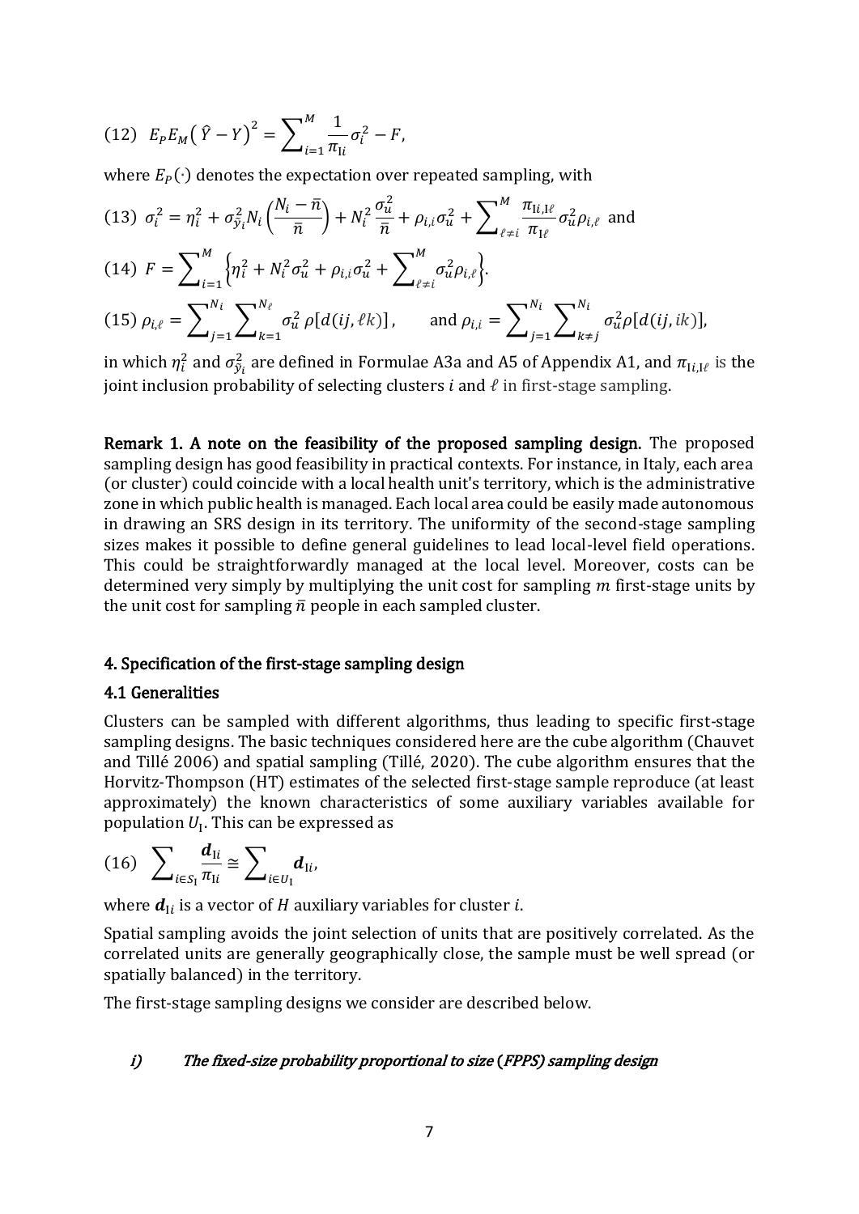(12) $E_P E_M \left( \hat{Y} - Y \right)^2 = \sum_{i=1}^{M} \frac{1}{\pi_{\mathrm{I}i}} \sigma_i^2 - F,$

where $E_P(\cdot)$ denotes the expectation over repeated sampling, with

(13) $\sigma_i^2 = \eta_i^2 + \sigma_{\bar{y}_i}^2 N_i \left( \frac{N_i - \bar{n}}{\bar{n}} \right) + N_i^2 \frac{\sigma_u^2}{\bar{n}} + \rho_{i,i} \sigma_u^2 + \sum_{\ell \neq i}^{M} \frac{\pi_{\mathrm{I}i,\mathrm{I}\ell}}{\pi_{\mathrm{I}\ell}} \sigma_u^2 \rho_{i,\ell}$ and

(14) $F = \sum_{i=1}^{M} \left\{ \eta_i^2 + N_i^2 \sigma_u^2 + \rho_{i,i} \sigma_u^2 + \sum_{\ell \neq i}^{M} \sigma_u^2 \rho_{i,\ell} \right\}.$

(15) $\rho_{i,\ell} = \sum_{j=1}^{N_i} \sum_{k=1}^{N_\ell} \sigma_u^2 \, \rho[d(ij, \ell k)]$, and $\rho_{i,i} = \sum_{j=1}^{N_i} \sum_{k \neq j}^{N_i} \sigma_u^2 \rho[d(ij, ik)]$,

in which $\eta_i^2$ and $\sigma_{\bar{y}_i}^2$ are defined in Formulae A3a and A5 of Appendix A1, and $\pi_{\mathrm{I}i,\mathrm{I}\ell}$ is the joint inclusion probability of selecting clusters $i$ and $\ell$ in first-stage sampling.

**Remark 1. A note on the feasibility of the proposed sampling design.** The proposed sampling design has good feasibility in practical contexts. For instance, in Italy, each area (or cluster) could coincide with a local health unit's territory, which is the administrative zone in which public health is managed. Each local area could be easily made autonomous in drawing an SRS design in its territory. The uniformity of the second-stage sampling sizes makes it possible to define general guidelines to lead local-level field operations. This could be straightforwardly managed at the local level. Moreover, costs can be determined very simply by multiplying the unit cost for sampling $m$ first-stage units by the unit cost for sampling $\bar{n}$ people in each sampled cluster.

## 4. Specification of the first-stage sampling design

### 4.1 Generalities

Clusters can be sampled with different algorithms, thus leading to specific first-stage sampling designs. The basic techniques considered here are the cube algorithm (Chauvet and Tillé 2006) and spatial sampling (Tillé, 2020). The cube algorithm ensures that the Horvitz-Thompson (HT) estimates of the selected first-stage sample reproduce (at least approximately) the known characteristics of some auxiliary variables available for population $U_{\mathrm{I}}$. This can be expressed as

(16) $\sum_{i \in S_{\mathrm{I}}} \frac{\boldsymbol{d}_{\mathrm{I}i}}{\pi_{\mathrm{I}i}} \cong \sum_{i \in U_{\mathrm{I}}} \boldsymbol{d}_{\mathrm{I}i},$

where $\boldsymbol{d}_{\mathrm{I}i}$ is a vector of $H$ auxiliary variables for cluster $i$.

Spatial sampling avoids the joint selection of units that are positively correlated. As the correlated units are generally geographically close, the sample must be well spread (or spatially balanced) in the territory.

The first-stage sampling designs we consider are described below.

*i) The fixed-size probability proportional to size (FPPS) sampling design*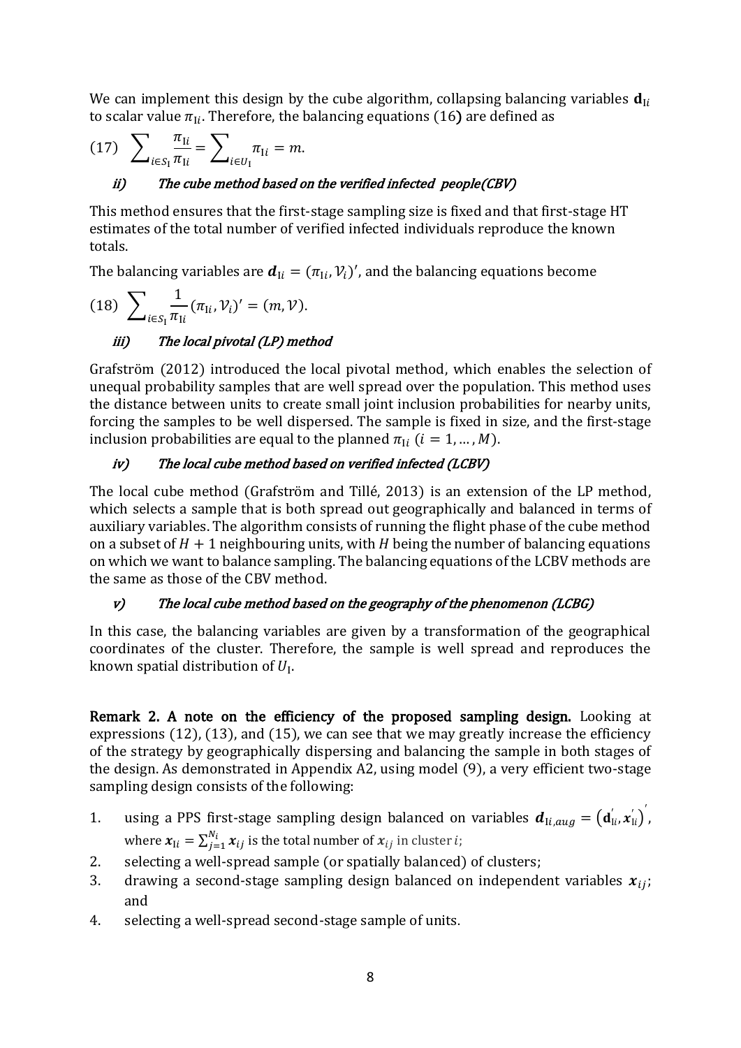We can implement this design by the cube algorithm, collapsing balancing variables $\mathbf{d}_{\mathrm{I}i}$ to scalar value $\pi_{\mathrm{I}i}$. Therefore, the balancing equations (16) are defined as

$$(17)\quad \sum_{i \in S_{\mathrm{I}}} \frac{\pi_{\mathrm{I}i}}{\pi_{\mathrm{I}i}} = \sum_{i \in U_{\mathrm{I}}} \pi_{\mathrm{I}i} = m.$$

### *ii) The cube method based on the verified infected people(CBV)*

This method ensures that the first-stage sampling size is fixed and that first-stage HT estimates of the total number of verified infected individuals reproduce the known totals.

The balancing variables are $\boldsymbol{d}_{\mathrm{I}i} = (\pi_{\mathrm{I}i}, \mathcal{V}_i)'$, and the balancing equations become

$$(18)\quad \sum_{i \in S_{\mathrm{I}}} \frac{1}{\pi_{\mathrm{I}i}} (\pi_{\mathrm{I}i}, \mathcal{V}_i)' = (m, \mathcal{V}).$$

### *iii) The local pivotal (LP) method*

Grafström (2012) introduced the local pivotal method, which enables the selection of unequal probability samples that are well spread over the population. This method uses the distance between units to create small joint inclusion probabilities for nearby units, forcing the samples to be well dispersed. The sample is fixed in size, and the first-stage inclusion probabilities are equal to the planned $\pi_{\mathrm{I}i}$ $(i = 1, \dots, M)$.

### *iv) The local cube method based on verified infected (LCBV)*

The local cube method (Grafström and Tillé, 2013) is an extension of the LP method, which selects a sample that is both spread out geographically and balanced in terms of auxiliary variables. The algorithm consists of running the flight phase of the cube method on a subset of $H + 1$ neighbouring units, with $H$ being the number of balancing equations on which we want to balance sampling. The balancing equations of the LCBV methods are the same as those of the CBV method.

### *v) The local cube method based on the geography of the phenomenon (LCBG)*

In this case, the balancing variables are given by a transformation of the geographical coordinates of the cluster. Therefore, the sample is well spread and reproduces the known spatial distribution of $U_{\mathrm{I}}$.

**Remark 2. A note on the efficiency of the proposed sampling design.** Looking at expressions (12), (13), and (15), we can see that we may greatly increase the efficiency of the strategy by geographically dispersing and balancing the sample in both stages of the design. As demonstrated in Appendix A2, using model (9), a very efficient two-stage sampling design consists of the following:

1. using a PPS first-stage sampling design balanced on variables $\boldsymbol{d}_{\mathrm{I}i,aug} = \left(\mathbf{d}_{\mathrm{I}i}', \boldsymbol{x}_{\mathrm{I}i}'\right)'$, where $\boldsymbol{x}_{\mathrm{I}i} = \sum_{j=1}^{N_i} \boldsymbol{x}_{ij}$ is the total number of $\boldsymbol{x}_{ij}$ in cluster $i$;
2. selecting a well-spread sample (or spatially balanced) of clusters;
3. drawing a second-stage sampling design balanced on independent variables $\boldsymbol{x}_{ij}$; and
4. selecting a well-spread second-stage sample of units.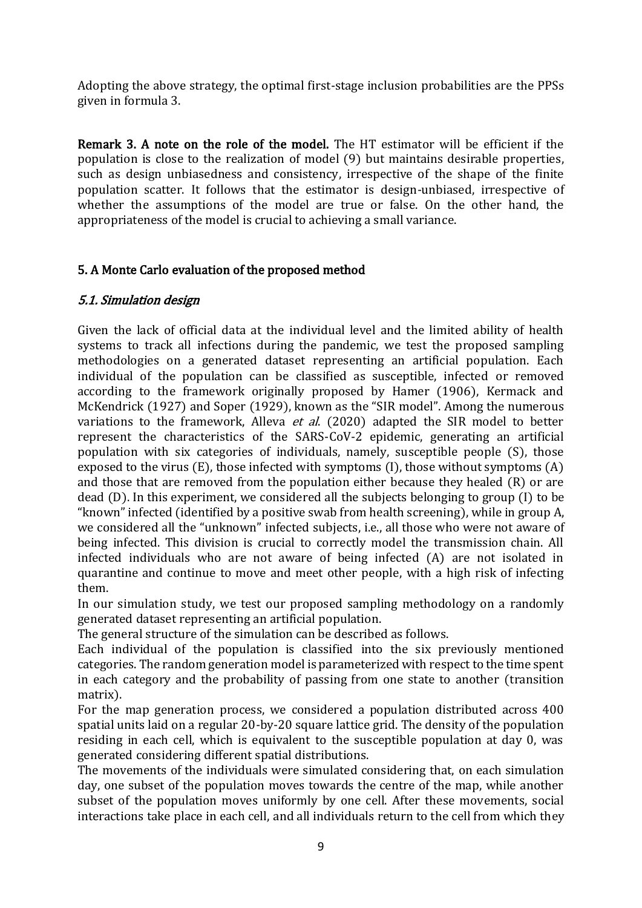Adopting the above strategy, the optimal first-stage inclusion probabilities are the PPSs given in formula 3.

**Remark 3. A note on the role of the model.** The HT estimator will be efficient if the population is close to the realization of model (9) but maintains desirable properties, such as design unbiasedness and consistency, irrespective of the shape of the finite population scatter. It follows that the estimator is design-unbiased, irrespective of whether the assumptions of the model are true or false. On the other hand, the appropriateness of the model is crucial to achieving a small variance.

## 5. A Monte Carlo evaluation of the proposed method

### *5.1. Simulation design*

Given the lack of official data at the individual level and the limited ability of health systems to track all infections during the pandemic, we test the proposed sampling methodologies on a generated dataset representing an artificial population. Each individual of the population can be classified as susceptible, infected or removed according to the framework originally proposed by Hamer (1906), Kermack and McKendrick (1927) and Soper (1929), known as the "SIR model". Among the numerous variations to the framework, Alleva *et al.* (2020) adapted the SIR model to better represent the characteristics of the SARS-CoV-2 epidemic, generating an artificial population with six categories of individuals, namely, susceptible people (S), those exposed to the virus (E), those infected with symptoms (I), those without symptoms (A) and those that are removed from the population either because they healed (R) or are dead (D). In this experiment, we considered all the subjects belonging to group (I) to be "known" infected (identified by a positive swab from health screening), while in group A, we considered all the "unknown" infected subjects, i.e., all those who were not aware of being infected. This division is crucial to correctly model the transmission chain. All infected individuals who are not aware of being infected (A) are not isolated in quarantine and continue to move and meet other people, with a high risk of infecting them.

In our simulation study, we test our proposed sampling methodology on a randomly generated dataset representing an artificial population.

The general structure of the simulation can be described as follows.

Each individual of the population is classified into the six previously mentioned categories. The random generation model is parameterized with respect to the time spent in each category and the probability of passing from one state to another (transition matrix).

For the map generation process, we considered a population distributed across 400 spatial units laid on a regular 20-by-20 square lattice grid. The density of the population residing in each cell, which is equivalent to the susceptible population at day 0, was generated considering different spatial distributions.

The movements of the individuals were simulated considering that, on each simulation day, one subset of the population moves towards the centre of the map, while another subset of the population moves uniformly by one cell. After these movements, social interactions take place in each cell, and all individuals return to the cell from which they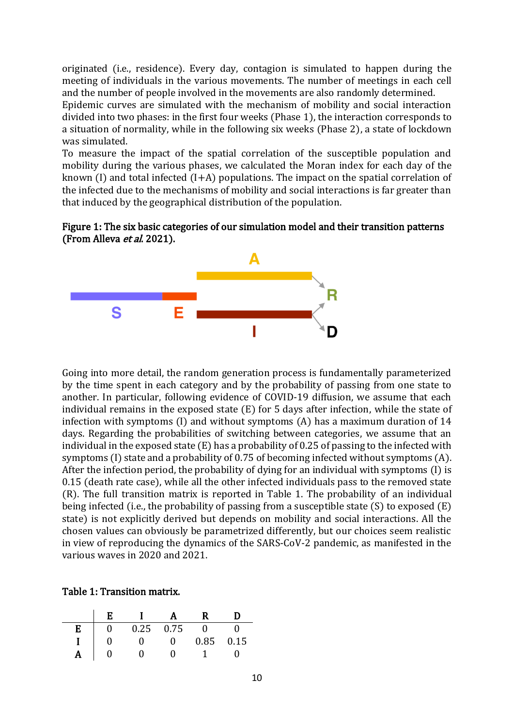originated (i.e., residence). Every day, contagion is simulated to happen during the meeting of individuals in the various movements. The number of meetings in each cell and the number of people involved in the movements are also randomly determined.
Epidemic curves are simulated with the mechanism of mobility and social interaction divided into two phases: in the first four weeks (Phase 1), the interaction corresponds to a situation of normality, while in the following six weeks (Phase 2), a state of lockdown was simulated.
To measure the impact of the spatial correlation of the susceptible population and mobility during the various phases, we calculated the Moran index for each day of the known (I) and total infected (I+A) populations. The impact on the spatial correlation of the infected due to the mechanisms of mobility and social interactions is far greater than that induced by the geographical distribution of the population.

**Figure 1: The six basic categories of our simulation model and their transition patterns (From Alleva *et al.* 2021).**

Going into more detail, the random generation process is fundamentally parameterized by the time spent in each category and by the probability of passing from one state to another. In particular, following evidence of COVID-19 diffusion, we assume that each individual remains in the exposed state (E) for 5 days after infection, while the state of infection with symptoms (I) and without symptoms (A) has a maximum duration of 14 days. Regarding the probabilities of switching between categories, we assume that an individual in the exposed state (E) has a probability of 0.25 of passing to the infected with symptoms (I) state and a probability of 0.75 of becoming infected without symptoms (A). After the infection period, the probability of dying for an individual with symptoms (I) is 0.15 (death rate case), while all the other infected individuals pass to the removed state (R). The full transition matrix is reported in Table 1. The probability of an individual being infected (i.e., the probability of passing from a susceptible state (S) to exposed (E) state) is not explicitly derived but depends on mobility and social interactions. All the chosen values can obviously be parametrized differently, but our choices seem realistic in view of reproducing the dynamics of the SARS-CoV-2 pandemic, as manifested in the various waves in 2020 and 2021.

**Table 1: Transition matrix.**

| | E | I | A | R | D |
|---|---|---|---|---|---|
| **E** | 0 | 0.25 | 0.75 | 0 | 0 |
| **I** | 0 | 0 | 0 | 0.85 | 0.15 |
| **A** | 0 | 0 | 0 | 1 | 0 |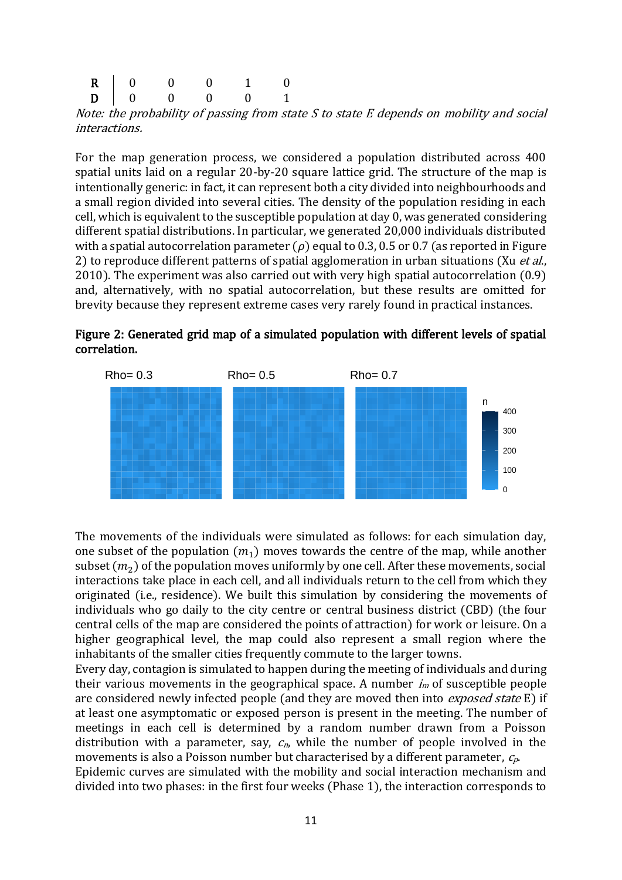| | | | | | |
|---|---|---|---|---|---|
| **R** | 0 | 0 | 0 | 1 | 0 |
| **D** | 0 | 0 | 0 | 0 | 1 |

*Note: the probability of passing from state S to state E depends on mobility and social interactions.*

For the map generation process, we considered a population distributed across 400 spatial units laid on a regular 20-by-20 square lattice grid. The structure of the map is intentionally generic: in fact, it can represent both a city divided into neighbourhoods and a small region divided into several cities. The density of the population residing in each cell, which is equivalent to the susceptible population at day 0, was generated considering different spatial distributions. In particular, we generated 20,000 individuals distributed with a spatial autocorrelation parameter ($\rho$) equal to 0.3, 0.5 or 0.7 (as reported in Figure 2) to reproduce different patterns of spatial agglomeration in urban situations (Xu *et al.*, 2010). The experiment was also carried out with very high spatial autocorrelation (0.9) and, alternatively, with no spatial autocorrelation, but these results are omitted for brevity because they represent extreme cases very rarely found in practical instances.

**Figure 2: Generated grid map of a simulated population with different levels of spatial correlation.**

The movements of the individuals were simulated as follows: for each simulation day, one subset of the population ($m_1$) moves towards the centre of the map, while another subset ($m_2$) of the population moves uniformly by one cell. After these movements, social interactions take place in each cell, and all individuals return to the cell from which they originated (i.e., residence). We built this simulation by considering the movements of individuals who go daily to the city centre or central business district (CBD) (the four central cells of the map are considered the points of attraction) for work or leisure. On a higher geographical level, the map could also represent a small region where the inhabitants of the smaller cities frequently commute to the larger towns.

Every day, contagion is simulated to happen during the meeting of individuals and during their various movements in the geographical space. A number $i_m$ of susceptible people are considered newly infected people (and they are moved then into *exposed state* E) if at least one asymptomatic or exposed person is present in the meeting. The number of meetings in each cell is determined by a random number drawn from a Poisson distribution with a parameter, say, $c_m$, while the number of people involved in the movements is also a Poisson number but characterised by a different parameter, $c_p$.

Epidemic curves are simulated with the mobility and social interaction mechanism and divided into two phases: in the first four weeks (Phase 1), the interaction corresponds to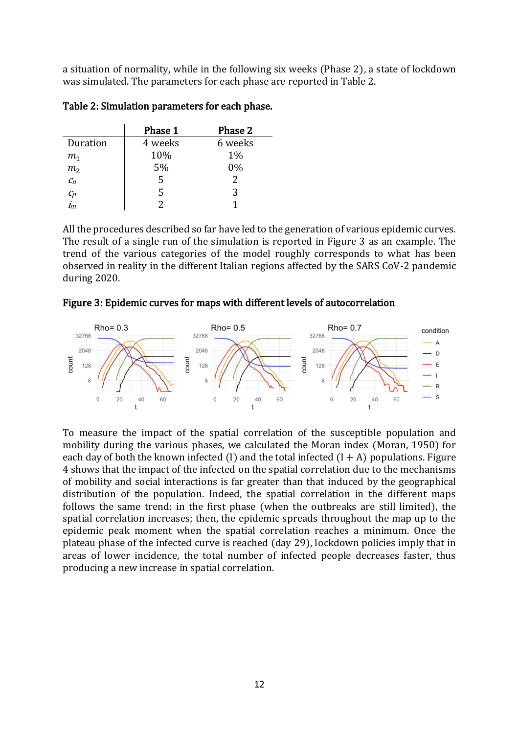a situation of normality, while in the following six weeks (Phase 2), a state of lockdown was simulated. The parameters for each phase are reported in Table 2.

**Table 2: Simulation parameters for each phase.**

| | Phase 1 | Phase 2 |
|---|---|---|
| Duration | 4 weeks | 6 weeks |
| $m_1$ | 10% | 1% |
| $m_2$ | 5% | 0% |
| $c_n$ | 5 | 2 |
| $c_p$ | 5 | 3 |
| $i_m$ | 2 | 1 |

All the procedures described so far have led to the generation of various epidemic curves. The result of a single run of the simulation is reported in Figure 3 as an example. The trend of the various categories of the model roughly corresponds to what has been observed in reality in the different Italian regions affected by the SARS CoV-2 pandemic during 2020.

**Figure 3: Epidemic curves for maps with different levels of autocorrelation**

To measure the impact of the spatial correlation of the susceptible population and mobility during the various phases, we calculated the Moran index (Moran, 1950) for each day of both the known infected (I) and the total infected (I + A) populations. Figure 4 shows that the impact of the infected on the spatial correlation due to the mechanisms of mobility and social interactions is far greater than that induced by the geographical distribution of the population. Indeed, the spatial correlation in the different maps follows the same trend: in the first phase (when the outbreaks are still limited), the spatial correlation increases; then, the epidemic spreads throughout the map up to the epidemic peak moment when the spatial correlation reaches a minimum. Once the plateau phase of the infected curve is reached (day 29), lockdown policies imply that in areas of lower incidence, the total number of infected people decreases faster, thus producing a new increase in spatial correlation.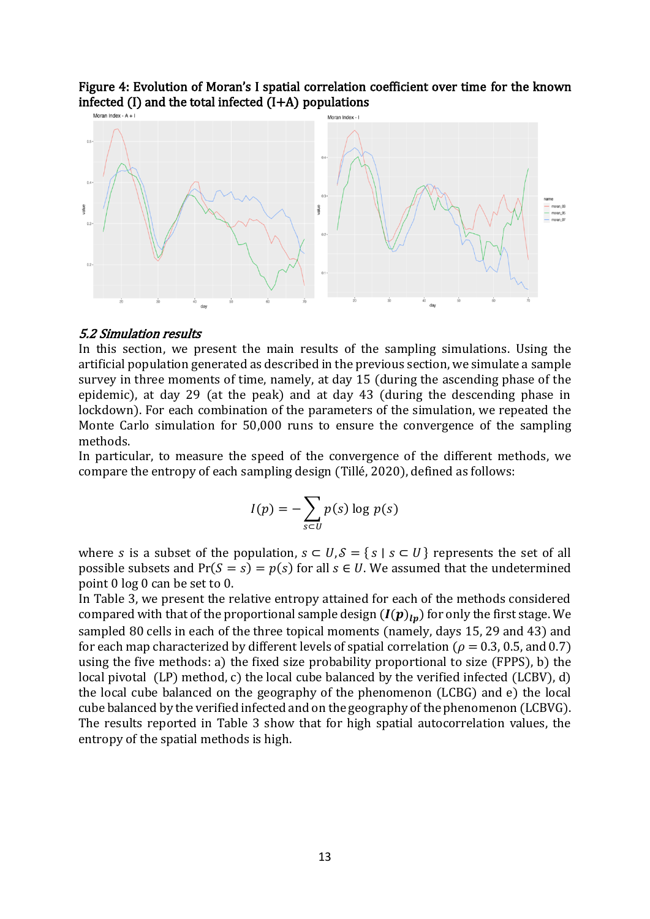**Figure 4: Evolution of Moran's I spatial correlation coefficient over time for the known infected (I) and the total infected (I+A) populations**

### *5.2 Simulation results*

In this section, we present the main results of the sampling simulations. Using the artificial population generated as described in the previous section, we simulate a sample survey in three moments of time, namely, at day 15 (during the ascending phase of the epidemic), at day 29 (at the peak) and at day 43 (during the descending phase in lockdown). For each combination of the parameters of the simulation, we repeated the Monte Carlo simulation for 50,000 runs to ensure the convergence of the sampling methods.

In particular, to measure the speed of the convergence of the different methods, we compare the entropy of each sampling design (Tillé, 2020), defined as follows:

$$I(p) = -\sum_{s \subset U} p(s) \log p(s)$$

where $s$ is a subset of the population, $s \subset U, \mathcal{S} = \{ s \mid s \subset U \}$ represents the set of all possible subsets and $\Pr(S = s) = p(s)$ for all $s \in U$. We assumed that the undetermined point $0 \log 0$ can be set to 0.

In Table 3, we present the relative entropy attained for each of the methods considered compared with that of the proportional sample design ($\boldsymbol{I}(\boldsymbol{p})_{\boldsymbol{lp}}$) for only the first stage. We sampled 80 cells in each of the three topical moments (namely, days 15, 29 and 43) and for each map characterized by different levels of spatial correlation ($\rho = 0.3$, 0.5, and 0.7) using the five methods: a) the fixed size probability proportional to size (FPPS), b) the local pivotal (LP) method, c) the local cube balanced by the verified infected (LCBV), d) the local cube balanced on the geography of the phenomenon (LCBG) and e) the local cube balanced by the verified infected and on the geography of the phenomenon (LCBVG). The results reported in Table 3 show that for high spatial autocorrelation values, the entropy of the spatial methods is high.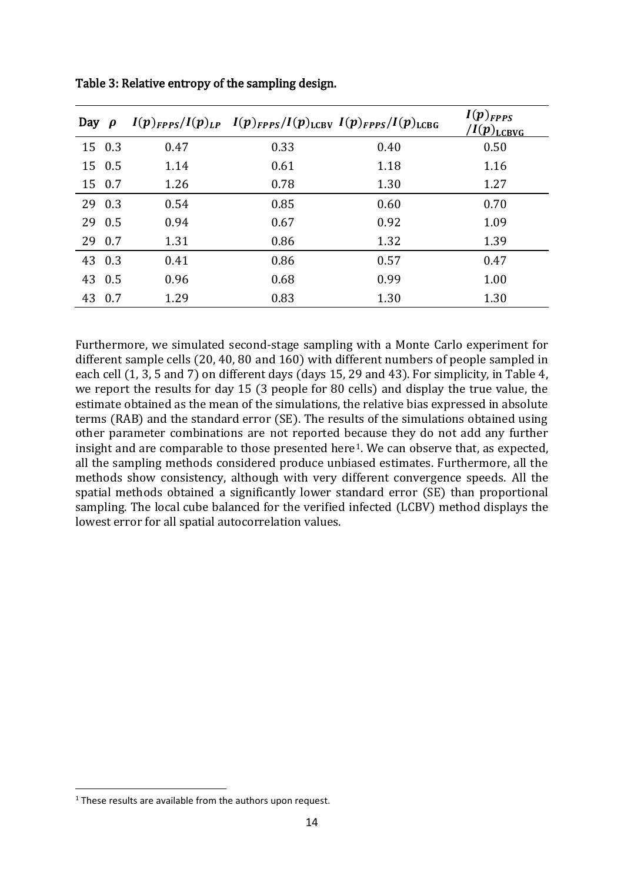**Table 3: Relative entropy of the sampling design.**

| Day | $\rho$ | $I(p)_{FPPS}/I(p)_{LP}$ | $I(p)_{FPPS}/I(p)_{\mathrm{LCBV}}$ | $I(p)_{FPPS}/I(p)_{\mathrm{LCBG}}$ | $I(p)_{FPPS}/I(p)_{\mathrm{LCBVG}}$ |
|---|---|---|---|---|---|
| 15 | 0.3 | 0.47 | 0.33 | 0.40 | 0.50 |
| 15 | 0.5 | 1.14 | 0.61 | 1.18 | 1.16 |
| 15 | 0.7 | 1.26 | 0.78 | 1.30 | 1.27 |
| 29 | 0.3 | 0.54 | 0.85 | 0.60 | 0.70 |
| 29 | 0.5 | 0.94 | 0.67 | 0.92 | 1.09 |
| 29 | 0.7 | 1.31 | 0.86 | 1.32 | 1.39 |
| 43 | 0.3 | 0.41 | 0.86 | 0.57 | 0.47 |
| 43 | 0.5 | 0.96 | 0.68 | 0.99 | 1.00 |
| 43 | 0.7 | 1.29 | 0.83 | 1.30 | 1.30 |

Furthermore, we simulated second-stage sampling with a Monte Carlo experiment for different sample cells (20, 40, 80 and 160) with different numbers of people sampled in each cell (1, 3, 5 and 7) on different days (days 15, 29 and 43). For simplicity, in Table 4, we report the results for day 15 (3 people for 80 cells) and display the true value, the estimate obtained as the mean of the simulations, the relative bias expressed in absolute terms (RAB) and the standard error (SE). The results of the simulations obtained using other parameter combinations are not reported because they do not add any further insight and are comparable to those presented here[1]. We can observe that, as expected, all the sampling methods considered produce unbiased estimates. Furthermore, all the methods show consistency, although with very different convergence speeds. All the spatial methods obtained a significantly lower standard error (SE) than proportional sampling. The local cube balanced for the verified infected (LCBV) method displays the lowest error for all spatial autocorrelation values.

[1] These results are available from the authors upon request.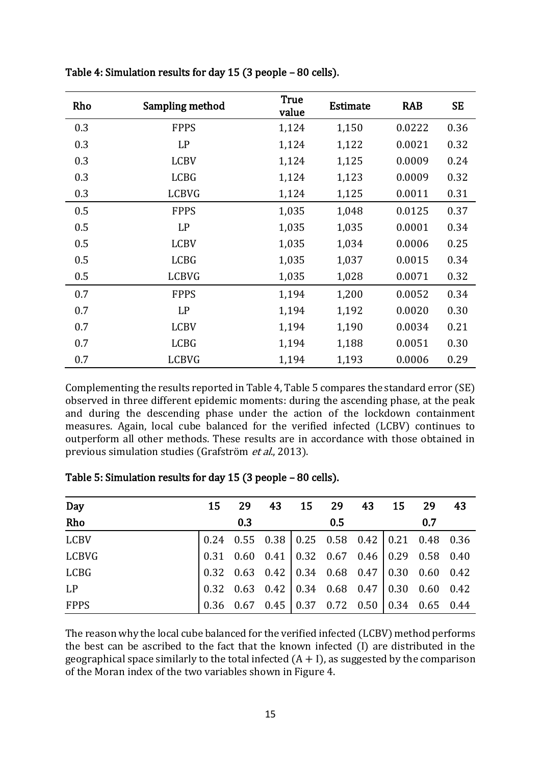Table 4: Simulation results for day 15 (3 people – 80 cells).

| Rho | Sampling method | True value | Estimate | RAB | SE |
|---|---|---|---|---|---|
| 0.3 | FPPS | 1,124 | 1,150 | 0.0222 | 0.36 |
| 0.3 | LP | 1,124 | 1,122 | 0.0021 | 0.32 |
| 0.3 | LCBV | 1,124 | 1,125 | 0.0009 | 0.24 |
| 0.3 | LCBG | 1,124 | 1,123 | 0.0009 | 0.32 |
| 0.3 | LCBVG | 1,124 | 1,125 | 0.0011 | 0.31 |
| 0.5 | FPPS | 1,035 | 1,048 | 0.0125 | 0.37 |
| 0.5 | LP | 1,035 | 1,035 | 0.0001 | 0.34 |
| 0.5 | LCBV | 1,035 | 1,034 | 0.0006 | 0.25 |
| 0.5 | LCBG | 1,035 | 1,037 | 0.0015 | 0.34 |
| 0.5 | LCBVG | 1,035 | 1,028 | 0.0071 | 0.32 |
| 0.7 | FPPS | 1,194 | 1,200 | 0.0052 | 0.34 |
| 0.7 | LP | 1,194 | 1,192 | 0.0020 | 0.30 |
| 0.7 | LCBV | 1,194 | 1,190 | 0.0034 | 0.21 |
| 0.7 | LCBG | 1,194 | 1,188 | 0.0051 | 0.30 |
| 0.7 | LCBVG | 1,194 | 1,193 | 0.0006 | 0.29 |

Complementing the results reported in Table 4, Table 5 compares the standard error (SE) observed in three different epidemic moments: during the ascending phase, at the peak and during the descending phase under the action of the lockdown containment measures. Again, local cube balanced for the verified infected (LCBV) continues to outperform all other methods. These results are in accordance with those obtained in previous simulation studies (Grafström *et al.*, 2013).

Table 5: Simulation results for day 15 (3 people – 80 cells).

| Day | 15 | 29 | 43 | 15 | 29 | 43 | 15 | 29 | 43 |
|---|---|---|---|---|---|---|---|---|---|
| Rho | | 0.3 | | | 0.5 | | | 0.7 | |
| LCBV | 0.24 | 0.55 | 0.38 | 0.25 | 0.58 | 0.42 | 0.21 | 0.48 | 0.36 |
| LCBVG | 0.31 | 0.60 | 0.41 | 0.32 | 0.67 | 0.46 | 0.29 | 0.58 | 0.40 |
| LCBG | 0.32 | 0.63 | 0.42 | 0.34 | 0.68 | 0.47 | 0.30 | 0.60 | 0.42 |
| LP | 0.32 | 0.63 | 0.42 | 0.34 | 0.68 | 0.47 | 0.30 | 0.60 | 0.42 |
| FPPS | 0.36 | 0.67 | 0.45 | 0.37 | 0.72 | 0.50 | 0.34 | 0.65 | 0.44 |

The reason why the local cube balanced for the verified infected (LCBV) method performs the best can be ascribed to the fact that the known infected (I) are distributed in the geographical space similarly to the total infected $(A + I)$, as suggested by the comparison of the Moran index of the two variables shown in Figure 4.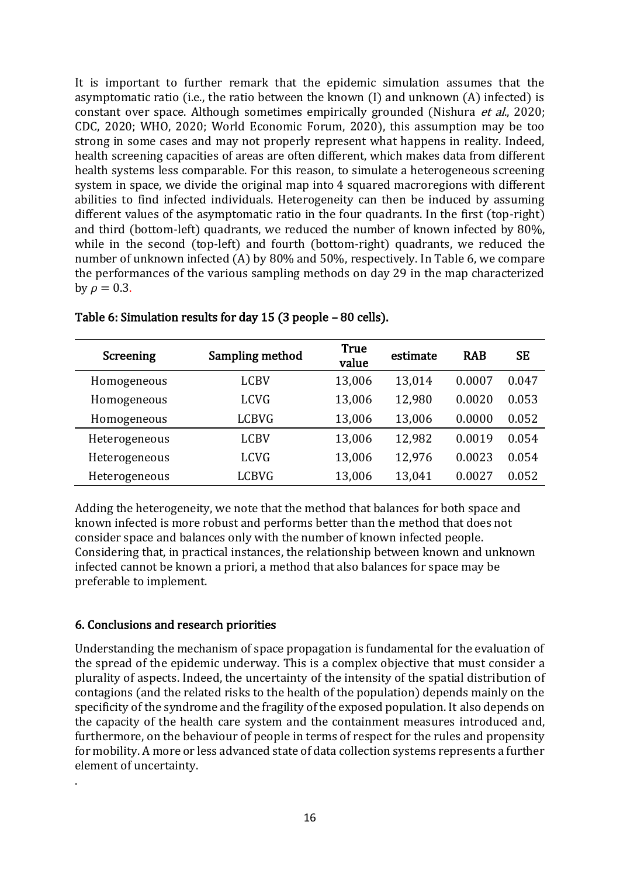It is important to further remark that the epidemic simulation assumes that the asymptomatic ratio (i.e., the ratio between the known (I) and unknown (A) infected) is constant over space. Although sometimes empirically grounded (Nishura *et al.*, 2020; CDC, 2020; WHO, 2020; World Economic Forum, 2020), this assumption may be too strong in some cases and may not properly represent what happens in reality. Indeed, health screening capacities of areas are often different, which makes data from different health systems less comparable. For this reason, to simulate a heterogeneous screening system in space, we divide the original map into 4 squared macroregions with different abilities to find infected individuals. Heterogeneity can then be induced by assuming different values of the asymptomatic ratio in the four quadrants. In the first (top-right) and third (bottom-left) quadrants, we reduced the number of known infected by 80%, while in the second (top-left) and fourth (bottom-right) quadrants, we reduced the number of unknown infected (A) by 80% and 50%, respectively. In Table 6, we compare the performances of the various sampling methods on day 29 in the map characterized by $\rho = 0.3$.

**Table 6: Simulation results for day 15 (3 people – 80 cells).**

| Screening | Sampling method | True value | estimate | RAB | SE |
|---|---|---|---|---|---|
| Homogeneous | LCBV | 13,006 | 13,014 | 0.0007 | 0.047 |
| Homogeneous | LCVG | 13,006 | 12,980 | 0.0020 | 0.053 |
| Homogeneous | LCBVG | 13,006 | 13,006 | 0.0000 | 0.052 |
| Heterogeneous | LCBV | 13,006 | 12,982 | 0.0019 | 0.054 |
| Heterogeneous | LCVG | 13,006 | 12,976 | 0.0023 | 0.054 |
| Heterogeneous | LCBVG | 13,006 | 13,041 | 0.0027 | 0.052 |

Adding the heterogeneity, we note that the method that balances for both space and known infected is more robust and performs better than the method that does not consider space and balances only with the number of known infected people. Considering that, in practical instances, the relationship between known and unknown infected cannot be known a priori, a method that also balances for space may be preferable to implement.

## 6. Conclusions and research priorities

Understanding the mechanism of space propagation is fundamental for the evaluation of the spread of the epidemic underway. This is a complex objective that must consider a plurality of aspects. Indeed, the uncertainty of the intensity of the spatial distribution of contagions (and the related risks to the health of the population) depends mainly on the specificity of the syndrome and the fragility of the exposed population. It also depends on the capacity of the health care system and the containment measures introduced and, furthermore, on the behaviour of people in terms of respect for the rules and propensity for mobility. A more or less advanced state of data collection systems represents a further element of uncertainty.

.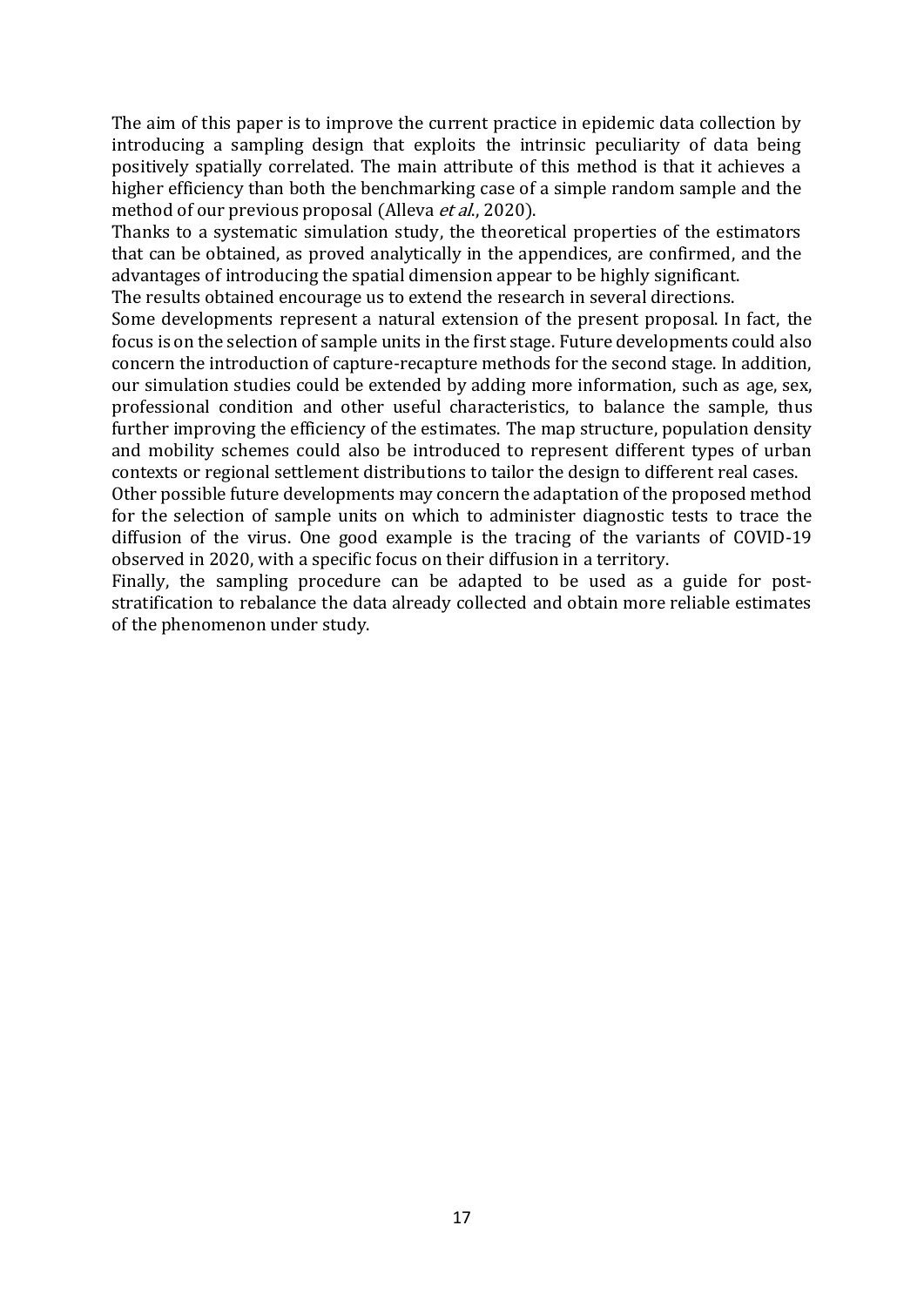The aim of this paper is to improve the current practice in epidemic data collection by introducing a sampling design that exploits the intrinsic peculiarity of data being positively spatially correlated. The main attribute of this method is that it achieves a higher efficiency than both the benchmarking case of a simple random sample and the method of our previous proposal (Alleva *et al.*, 2020).

Thanks to a systematic simulation study, the theoretical properties of the estimators that can be obtained, as proved analytically in the appendices, are confirmed, and the advantages of introducing the spatial dimension appear to be highly significant.

The results obtained encourage us to extend the research in several directions.

Some developments represent a natural extension of the present proposal. In fact, the focus is on the selection of sample units in the first stage. Future developments could also concern the introduction of capture-recapture methods for the second stage. In addition, our simulation studies could be extended by adding more information, such as age, sex, professional condition and other useful characteristics, to balance the sample, thus further improving the efficiency of the estimates. The map structure, population density and mobility schemes could also be introduced to represent different types of urban contexts or regional settlement distributions to tailor the design to different real cases.

Other possible future developments may concern the adaptation of the proposed method for the selection of sample units on which to administer diagnostic tests to trace the diffusion of the virus. One good example is the tracing of the variants of COVID-19 observed in 2020, with a specific focus on their diffusion in a territory.

Finally, the sampling procedure can be adapted to be used as a guide for post-stratification to rebalance the data already collected and obtain more reliable estimates of the phenomenon under study.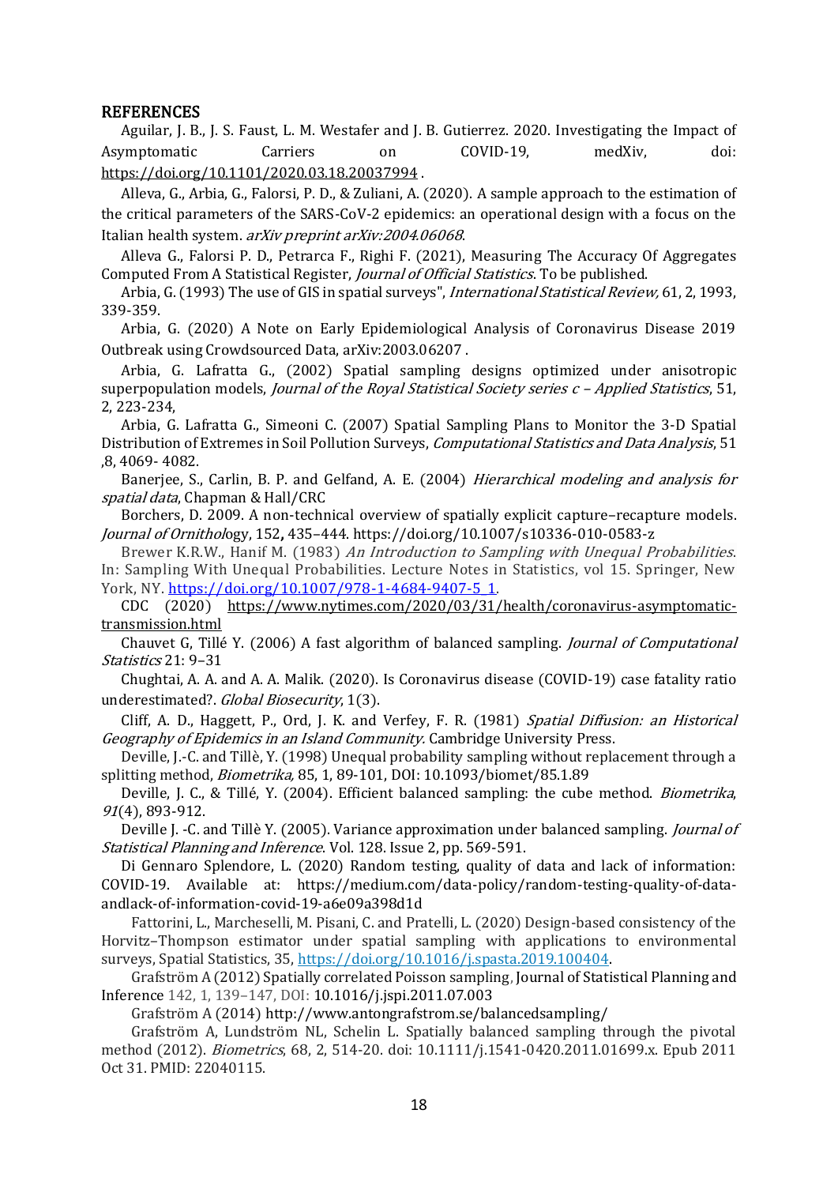# REFERENCES

Aguilar, J. B., J. S. Faust, L. M. Westafer and J. B. Gutierrez. 2020. Investigating the Impact of Asymptomatic Carriers on COVID-19, medXiv, doi: https://doi.org/10.1101/2020.03.18.20037994 .

Alleva, G., Arbia, G., Falorsi, P. D., & Zuliani, A. (2020). A sample approach to the estimation of the critical parameters of the SARS-CoV-2 epidemics: an operational design with a focus on the Italian health system. *arXiv preprint arXiv:2004.06068*.

Alleva G., Falorsi P. D., Petrarca F., Righi F. (2021), Measuring The Accuracy Of Aggregates Computed From A Statistical Register, *Journal of Official Statistics*. To be published.

Arbia, G. (1993) The use of GIS in spatial surveys", *International Statistical Review,* 61, 2, 1993, 339-359.

Arbia, G. (2020) A Note on Early Epidemiological Analysis of Coronavirus Disease 2019 Outbreak using Crowdsourced Data, arXiv:2003.06207 .

Arbia, G. Lafratta G., (2002) Spatial sampling designs optimized under anisotropic superpopulation models, *Journal of the Royal Statistical Society series c – Applied Statistics*, 51, 2, 223-234,

Arbia, G. Lafratta G., Simeoni C. (2007) Spatial Sampling Plans to Monitor the 3-D Spatial Distribution of Extremes in Soil Pollution Surveys, *Computational Statistics and Data Analysis*, 51 ,8, 4069- 4082.

Banerjee, S., Carlin, B. P. and Gelfand, A. E. (2004) *Hierarchical modeling and analysis for spatial data*, Chapman & Hall/CRC

Borchers, D. 2009. A non-technical overview of spatially explicit capture–recapture models. *Journal of Ornitholo*gy, 152**,** 435–444. https://doi.org/10.1007/s10336-010-0583-z

Brewer K.R.W., Hanif M. (1983) *An Introduction to Sampling with Unequal Probabilities*. In: Sampling With Unequal Probabilities. Lecture Notes in Statistics, vol 15. Springer, New York, NY. https://doi.org/10.1007/978-1-4684-9407-5_1.

CDC (2020) https://www.nytimes.com/2020/03/31/health/coronavirus-asymptomatic-transmission.html

Chauvet G, Tillé Y. (2006) A fast algorithm of balanced sampling. *Journal of Computational Statistics* 21: 9–31

Chughtai, A. A. and A. A. Malik. (2020). Is Coronavirus disease (COVID-19) case fatality ratio underestimated?. *Global Biosecurity*, 1(3).

Cliff, A. D., Haggett, P., Ord, J. K. and Verfey, F. R. (1981) *Spatial Diffusion: an Historical Geography of Epidemics in an Island Community.* Cambridge University Press.

Deville, J.-C. and Tillè, Y. (1998) Unequal probability sampling without replacement through a splitting method, *Biometrika,* 85, 1, 89-101, DOI: 10.1093/biomet/85.1.89

Deville, J. C., & Tillé, Y. (2004). Efficient balanced sampling: the cube method. *Biometrika*, *91*(4), 893-912.

Deville J. -C. and Tillè Y. (2005). Variance approximation under balanced sampling. *Journal of Statistical Planning and Inference*. Vol. 128. Issue 2, pp. 569-591.

Di Gennaro Splendore, L. (2020) Random testing, quality of data and lack of information: COVID-19. Available at: https://medium.com/data-policy/random-testing-quality-of-data-andlack-of-information-covid-19-a6e09a398d1d

Fattorini, L., Marcheselli, M. Pisani, C. and Pratelli, L. (2020) Design-based consistency of the Horvitz–Thompson estimator under spatial sampling with applications to environmental surveys, Spatial Statistics, 35, https://doi.org/10.1016/j.spasta.2019.100404.

Grafström A (2012) Spatially correlated Poisson sampling, Journal of Statistical Planning and Inference 142, 1, 139–147, DOI: 10.1016/j.jspi.2011.07.003

Grafström A (2014) http://www.antongrafstrom.se/balancedsampling/

Grafström A, Lundström NL, Schelin L. Spatially balanced sampling through the pivotal method (2012). *Biometrics*, 68, 2, 514-20. doi: 10.1111/j.1541-0420.2011.01699.x. Epub 2011 Oct 31. PMID: 22040115.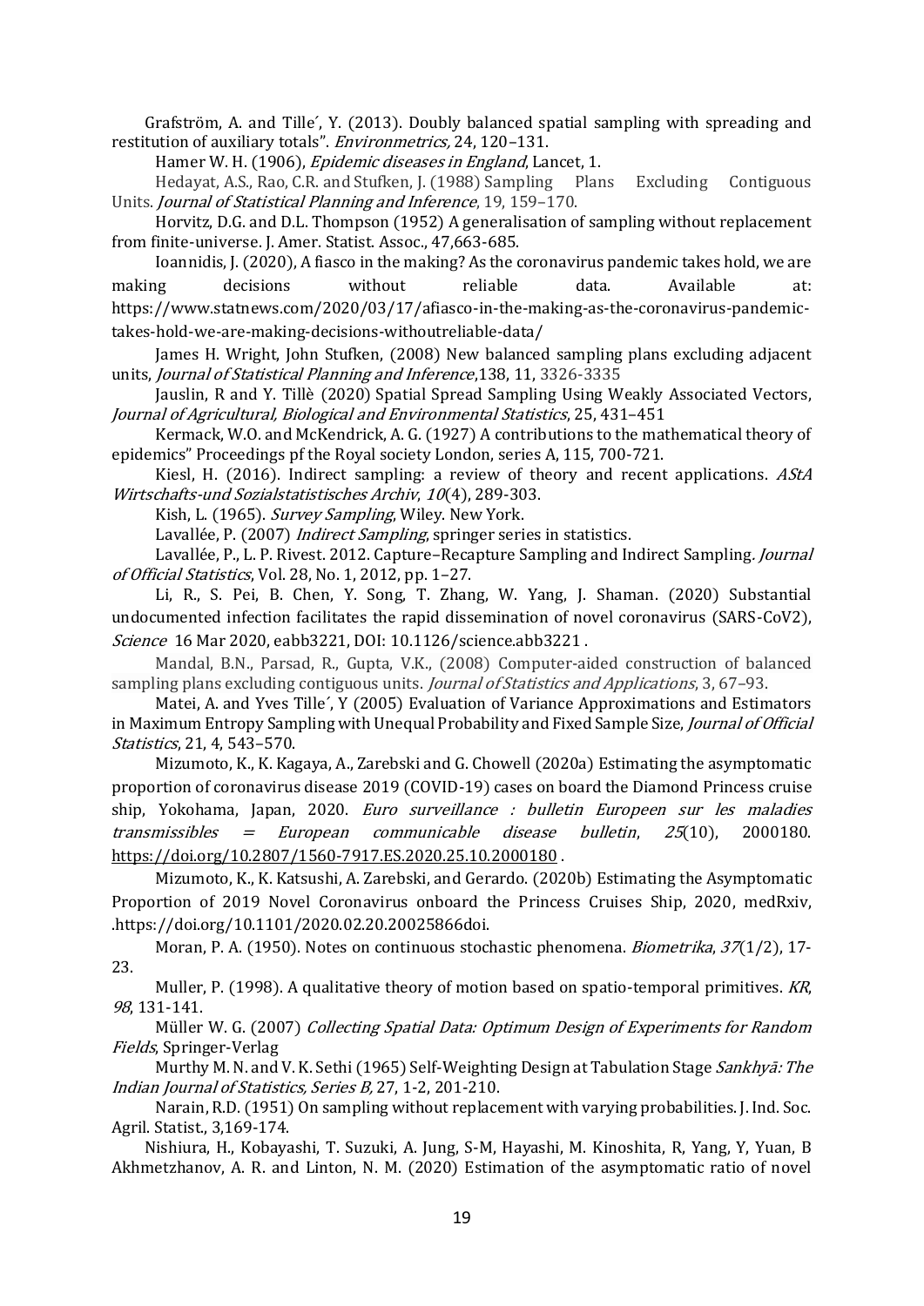Grafström, A. and Tille´, Y. (2013). Doubly balanced spatial sampling with spreading and restitution of auxiliary totals". *Environmetrics,* 24, 120–131.

Hamer W. H. (1906), *Epidemic diseases in England*, Lancet, 1.

Hedayat, A.S., Rao, C.R. and Stufken, J. (1988) Sampling Plans Excluding Contiguous Units. *Journal of Statistical Planning and Inference*, 19, 159–170.

Horvitz, D.G. and D.L. Thompson (1952) A generalisation of sampling without replacement from finite-universe. J. Amer. Statist. Assoc., 47,663-685.

Ioannidis, J. (2020), A fiasco in the making? As the coronavirus pandemic takes hold, we are making decisions without reliable data. Available at: https://www.statnews.com/2020/03/17/afiasco-in-the-making-as-the-coronavirus-pandemic-takes-hold-we-are-making-decisions-withoutreliable-data/

James H. Wright, John Stufken, (2008) New balanced sampling plans excluding adjacent units, *Journal of Statistical Planning and Inference*,138, 11, 3326-3335

Jauslin, R and Y. Tillè (2020) Spatial Spread Sampling Using Weakly Associated Vectors, *Journal of Agricultural, Biological and Environmental Statistics*, 25, 431–451

Kermack, W.O. and McKendrick, A. G. (1927) A contributions to the mathematical theory of epidemics" Proceedings pf the Royal society London, series A, 115, 700-721.

Kiesl, H. (2016). Indirect sampling: a review of theory and recent applications. *AStA Wirtschafts-und Sozialstatistisches Archiv*, *10*(4), 289-303.

Kish, L. (1965). *Survey Sampling*, Wiley. New York.

Lavallée, P. (2007) *Indirect Sampling*, springer series in statistics.

Lavallée, P., L. P. Rivest. 2012. Capture–Recapture Sampling and Indirect Sampling. *Journal of Official Statistics*, Vol. 28, No. 1, 2012, pp. 1–27.

Li, R., S. Pei, B. Chen, Y. Song, T. Zhang, W. Yang, J. Shaman. (2020) Substantial undocumented infection facilitates the rapid dissemination of novel coronavirus (SARS-CoV2), *Science* 16 Mar 2020, eabb3221, DOI: 10.1126/science.abb3221 .

Mandal, B.N., Parsad, R., Gupta, V.K., (2008) Computer-aided construction of balanced sampling plans excluding contiguous units. *Journal of Statistics and Applications*, 3, 67–93.

Matei, A. and Yves Tille´, Y (2005) Evaluation of Variance Approximations and Estimators in Maximum Entropy Sampling with Unequal Probability and Fixed Sample Size, *Journal of Official Statistics*, 21, 4, 543–570.

Mizumoto, K., K. Kagaya, A., Zarebski and G. Chowell (2020a) Estimating the asymptomatic proportion of coronavirus disease 2019 (COVID-19) cases on board the Diamond Princess cruise ship, Yokohama, Japan, 2020. *Euro surveillance : bulletin Europeen sur les maladies transmissibles = European communicable disease bulletin*, *25*(10), 2000180. https://doi.org/10.2807/1560-7917.ES.2020.25.10.2000180 .

Mizumoto, K., K. Katsushi, A. Zarebski, and Gerardo. (2020b) Estimating the Asymptomatic Proportion of 2019 Novel Coronavirus onboard the Princess Cruises Ship, 2020, medRxiv, .https://doi.org/10.1101/2020.02.20.20025866doi.

Moran, P. A. (1950). Notes on continuous stochastic phenomena. *Biometrika*, *37*(1/2), 17-23.

Muller, P. (1998). A qualitative theory of motion based on spatio-temporal primitives. *KR*, *98*, 131-141.

Müller W. G. (2007) *Collecting Spatial Data: Optimum Design of Experiments for Random Fields*, Springer-Verlag

Murthy M. N. and V. K. Sethi (1965) Self-Weighting Design at Tabulation Stage *Sankhyā: The Indian Journal of Statistics, Series B,* 27, 1-2, 201-210.

Narain, R.D. (1951) On sampling without replacement with varying probabilities. J. Ind. Soc. Agril. Statist., 3,169-174.

Nishiura, H., Kobayashi, T. Suzuki, A. Jung, S-M, Hayashi, M. Kinoshita, R, Yang, Y, Yuan, B Akhmetzhanov, A. R. and Linton, N. M. (2020) Estimation of the asymptomatic ratio of novel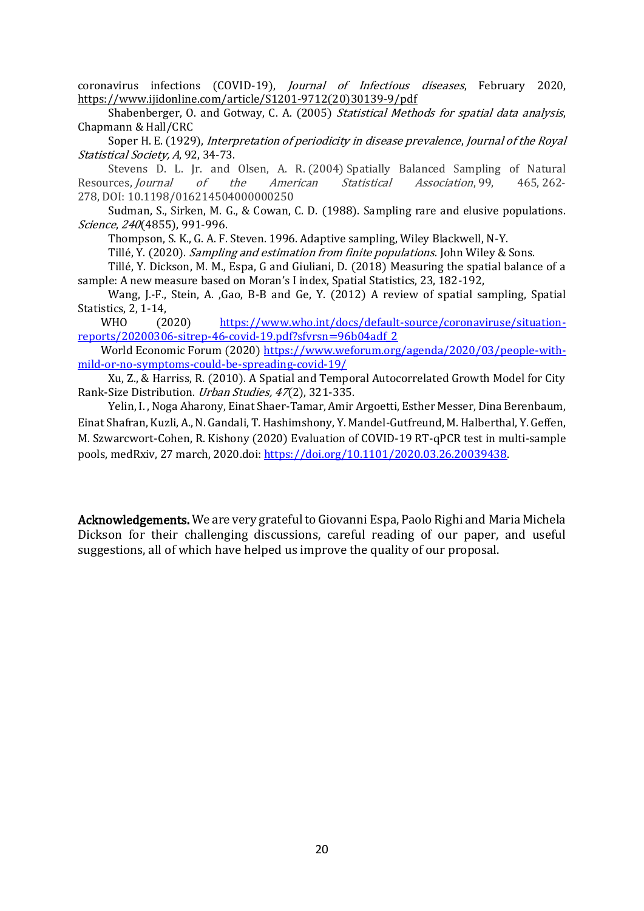coronavirus infections (COVID-19), *Journal of Infectious diseases*, February 2020, https://www.ijidonline.com/article/S1201-9712(20)30139-9/pdf

Shabenberger, O. and Gotway, C. A. (2005) *Statistical Methods for spatial data analysis*, Chapmann & Hall/CRC

Soper H. E. (1929), *Interpretation of periodicity in disease prevalence*, *Journal of the Royal Statistical Society, A*, 92, 34-73.

Stevens D. L. Jr. and Olsen, A. R. (2004) Spatially Balanced Sampling of Natural Resources, *Journal of the American Statistical Association*, 99, 465, 262-278, DOI: 10.1198/016214504000000250

Sudman, S., Sirken, M. G., & Cowan, C. D. (1988). Sampling rare and elusive populations. *Science*, *240*(4855), 991-996.

Thompson, S. K., G. A. F. Steven. 1996. Adaptive sampling, Wiley Blackwell, N-Y.

Tillé, Y. (2020). *Sampling and estimation from finite populations*. John Wiley & Sons.

Tillé, Y. Dickson, M. M., Espa, G and Giuliani, D. (2018) Measuring the spatial balance of a sample: A new measure based on Moran's I index, Spatial Statistics, 23, 182-192,

Wang, J.-F., Stein, A. ,Gao, B-B and Ge, Y. (2012) A review of spatial sampling, Spatial Statistics, 2, 1-14,

WHO (2020) https://www.who.int/docs/default-source/coronaviruse/situation-reports/20200306-sitrep-46-covid-19.pdf?sfvrsn=96b04adf_2

World Economic Forum (2020) https://www.weforum.org/agenda/2020/03/people-with-mild-or-no-symptoms-could-be-spreading-covid-19/

Xu, Z., & Harriss, R. (2010). A Spatial and Temporal Autocorrelated Growth Model for City Rank-Size Distribution. *Urban Studies, 47*(2), 321-335.

Yelin, I. , Noga Aharony, Einat Shaer-Tamar, Amir Argoetti, Esther Messer, Dina Berenbaum, Einat Shafran, Kuzli, A., N. Gandali, T. Hashimshony, Y. Mandel-Gutfreund, M. Halberthal, Y. Geffen, M. Szwarcwort-Cohen, R. Kishony (2020) Evaluation of COVID-19 RT-qPCR test in multi-sample pools, medRxiv, 27 march, 2020.doi: https://doi.org/10.1101/2020.03.26.20039438.

**Acknowledgements.** We are very grateful to Giovanni Espa, Paolo Righi and Maria Michela Dickson for their challenging discussions, careful reading of our paper, and useful suggestions, all of which have helped us improve the quality of our proposal.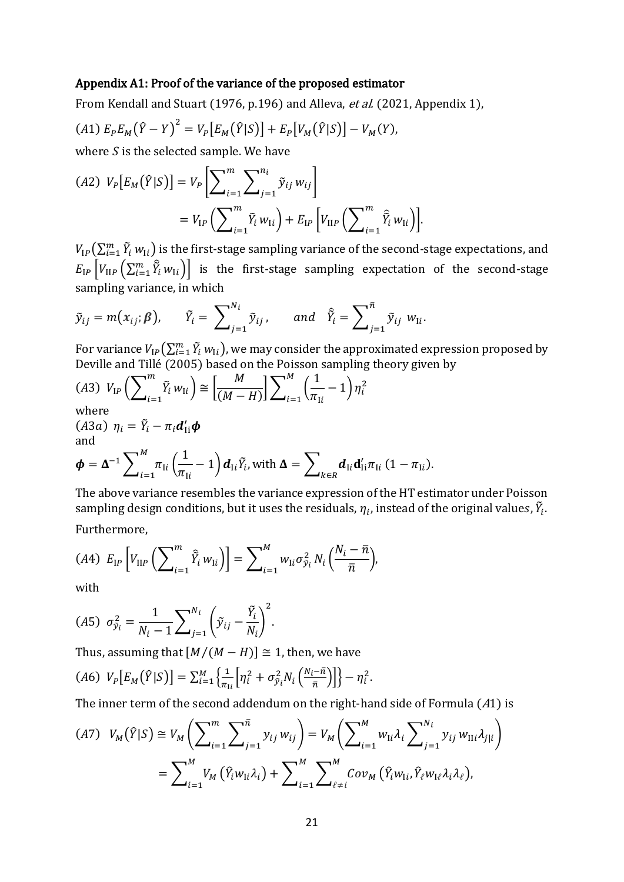## Appendix A1: Proof of the variance of the proposed estimator

From Kendall and Stuart (1976, p.196) and Alleva, *et al.* (2021, Appendix 1),

$$(A1)\ E_P E_M\left(\hat{Y}-Y\right)^2 = V_P\left[E_M\left(\hat{Y}|S\right)\right] + E_P\left[V_M\left(\hat{Y}|S\right)\right] - V_M(Y),$$

where $S$ is the selected sample. We have

$$(A2)\ V_P\left[E_M\left(\hat{Y}|S\right)\right] = V_P\left[\sum_{i=1}^{m}\sum_{j=1}^{n_i} \tilde{y}_{ij}\, w_{ij}\right]$$
$$= V_{\mathrm{I}P}\left(\sum_{i=1}^{m} \tilde{Y}_i\, w_{\mathrm{I}i}\right) + E_{\mathrm{I}P}\left[V_{\mathrm{II}P}\left(\sum_{i=1}^{m} \hat{\tilde{Y}}_i\, w_{\mathrm{I}i}\right)\right].$$

$V_{\mathrm{I}P}\left(\sum_{i=1}^{m} \tilde{Y}_i\, w_{\mathrm{I}i}\right)$ is the first-stage sampling variance of the second-stage expectations, and $E_{\mathrm{I}P}\left[V_{\mathrm{II}P}\left(\sum_{i=1}^{m} \hat{\tilde{Y}}_i\, w_{\mathrm{I}i}\right)\right]$ is the first-stage sampling expectation of the second-stage sampling variance, in which

$$\tilde{y}_{ij} = m\left(\boldsymbol{x}_{ij};\boldsymbol{\beta}\right), \qquad \tilde{Y}_i = \sum_{j=1}^{N_i} \tilde{y}_{ij}, \qquad and \quad \hat{\tilde{Y}}_i = \sum_{j=1}^{\bar{n}} \tilde{y}_{ij}\ w_{\mathrm{I}i}.$$

For variance $V_{\mathrm{I}P}\left(\sum_{i=1}^{m} \tilde{Y}_i\, w_{\mathrm{I}i}\right)$, we may consider the approximated expression proposed by Deville and Tillé (2005) based on the Poisson sampling theory given by

$$(A3)\ V_{\mathrm{I}P}\left(\sum_{i=1}^{m} \tilde{Y}_i\, w_{\mathrm{I}i}\right) \cong \left[\frac{M}{(M-H)}\right]\sum_{i=1}^{M}\left(\frac{1}{\pi_{\mathrm{I}i}}-1\right)\eta_i^2$$

where

$$(A3a)\ \eta_i = \tilde{Y}_i - \pi_i \boldsymbol{d}_{\mathrm{I}i}'\boldsymbol{\phi}$$

and

$$\boldsymbol{\phi} = \boldsymbol{\Delta}^{-1}\sum_{i=1}^{M}\pi_{\mathrm{I}i}\left(\frac{1}{\pi_{\mathrm{I}i}}-1\right)\boldsymbol{d}_{\mathrm{I}i}\tilde{Y}_i, \text{ with } \boldsymbol{\Delta} = \sum_{k\in R}\boldsymbol{d}_{\mathrm{I}i}\mathbf{d}_{\mathrm{I}i}'\pi_{\mathrm{I}i}\,(1-\pi_{\mathrm{I}i}).$$

The above variance resembles the variance expression of the HT estimator under Poisson sampling design conditions, but it uses the residuals, $\eta_i$, instead of the original values, $\tilde{Y}_i$.

Furthermore,

$$(A4)\ E_{\mathrm{I}P}\left[V_{\mathrm{II}P}\left(\sum_{i=1}^{m} \hat{\tilde{Y}}_i\, w_{\mathrm{I}i}\right)\right] = \sum_{i=1}^{M} w_{\mathrm{I}i}\sigma_{\tilde{y}_i}^2\, N_i\left(\frac{N_i-\bar{n}}{\bar{n}}\right),$$

with

$$(A5)\ \sigma_{\tilde{y}_i}^2 = \frac{1}{N_i-1}\sum_{j=1}^{N_i}\left(\tilde{y}_{ij}-\frac{\tilde{Y}_i}{N_i}\right)^2.$$

Thus, assuming that $[M/(M-H)] \cong 1$, then, we have

$$(A6)\ V_P\left[E_M\left(\hat{Y}|S\right)\right] = \sum_{i=1}^{M}\left\{\frac{1}{\pi_{\mathrm{I}i}}\left[\eta_i^2 + \sigma_{\tilde{y}_i}^2 N_i\left(\frac{N_i-\bar{n}}{\bar{n}}\right)\right]\right\} - \eta_i^2.$$

The inner term of the second addendum on the right-hand side of Formula ($A$1) is

$$(A7)\ \ V_M\left(\hat{Y}|S\right) \cong V_M\left(\sum_{i=1}^{m}\sum_{j=1}^{\bar{n}} y_{ij}\, w_{ij}\right) = V_M\left(\sum_{i=1}^{M} w_{\mathrm{I}i}\lambda_i\sum_{j=1}^{N_i} y_{ij}\, w_{\mathrm{II}i}\lambda_{j|i}\right)$$
$$= \sum_{i=1}^{M} V_M\left(\hat{Y}_i w_{\mathrm{I}i}\lambda_i\right) + \sum_{i=1}^{M}\sum_{\ell\neq i}^{M} Cov_M\left(\hat{Y}_i w_{\mathrm{I}i}, \hat{Y}_\ell w_{\mathrm{I}\ell}\lambda_i\lambda_\ell\right),$$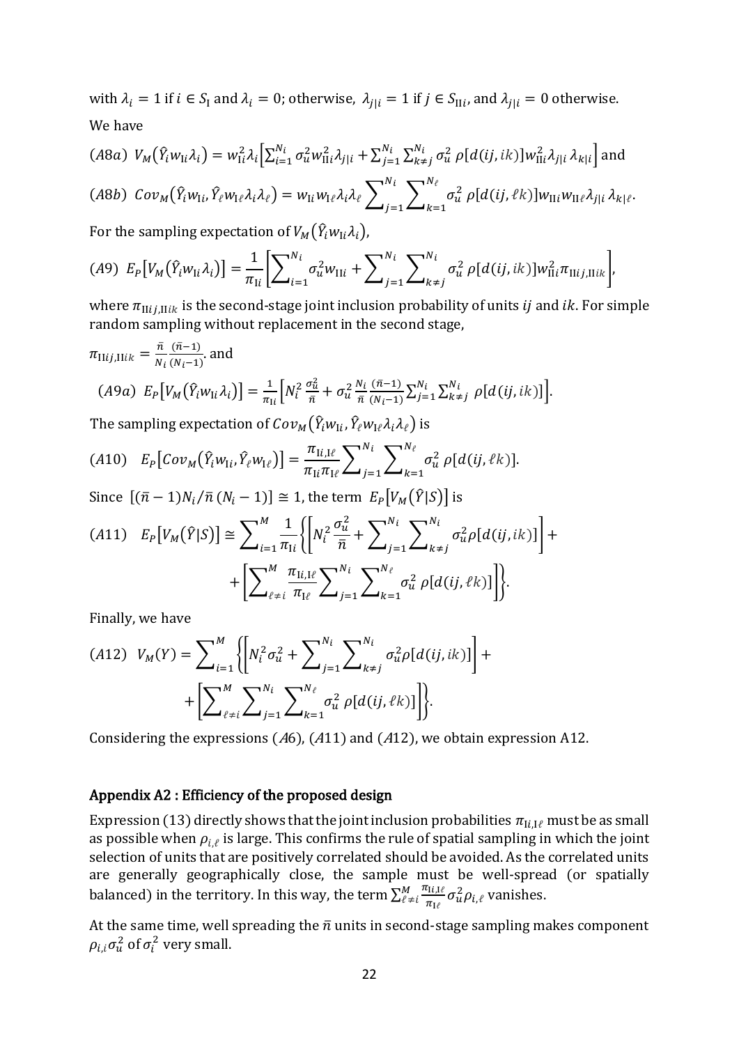with $\lambda_i = 1$ if $i \in S_{\mathrm{I}}$ and $\lambda_i = 0$; otherwise, $\lambda_{j|i} = 1$ if $j \in S_{\mathrm{II}i}$, and $\lambda_{j|i} = 0$ otherwise.

We have

$$(A8a)\;\; V_M\left(\hat{Y}_i w_{\mathrm{I}i}\lambda_i\right) = w_{\mathrm{I}i}^2\lambda_i\left[\sum_{i=1}^{N_i}\sigma_u^2 w_{\mathrm{II}i}^2\lambda_{j|i} + \sum_{j=1}^{N_i}\sum_{k\neq j}^{N_i}\sigma_u^2\,\rho[d(ij,ik)]w_{\mathrm{II}i}^2\lambda_{j|i}\,\lambda_{k|i}\right] \text{ and}$$

$$(A8b)\;\; Cov_M\left(\hat{Y}_i w_{\mathrm{I}i}, \hat{Y}_\ell w_{\mathrm{I}\ell}\lambda_i\lambda_\ell\right) = w_{\mathrm{I}i}w_{\mathrm{I}\ell}\lambda_i\lambda_\ell\sum_{j=1}^{N_i}\sum_{k=1}^{N_\ell}\sigma_u^2\,\rho[d(ij,\ell k)]w_{\mathrm{II}i}w_{\mathrm{II}\ell}\lambda_{j|i}\,\lambda_{k|\ell}.$$

For the sampling expectation of $V_M\left(\hat{Y}_i w_{\mathrm{I}i}\lambda_i\right)$,

$$(A9)\;\; E_P\left[V_M\left(\hat{Y}_i w_{\mathrm{I}i}\lambda_i\right)\right] = \frac{1}{\pi_{\mathrm{I}i}}\left[\sum_{i=1}^{N_i}\sigma_u^2 w_{\mathrm{II}i} + \sum_{j=1}^{N_i}\sum_{k\neq j}^{N_i}\sigma_u^2\,\rho[d(ij,ik)]w_{\mathrm{II}i}^2\pi_{\mathrm{II}ij,\mathrm{II}ik}\right],$$

where $\pi_{\mathrm{II}ij,\mathrm{II}ik}$ is the second-stage joint inclusion probability of units $ij$ and $ik$. For simple random sampling without replacement in the second stage,

$\pi_{\mathrm{II}ij,\mathrm{II}ik} = \frac{\bar{n}}{N_i}\frac{(\bar{n}-1)}{(N_i-1)}$. and

$$(A9a)\;\; E_P\left[V_M\left(\hat{Y}_i w_{\mathrm{I}i}\lambda_i\right)\right] = \frac{1}{\pi_{\mathrm{I}i}}\left[N_i^2\frac{\sigma_u^2}{\bar{n}} + \sigma_u^2\frac{N_i}{\bar{n}}\frac{(\bar{n}-1)}{(N_i-1)}\sum_{j=1}^{N_i}\sum_{k\neq j}^{N_i}\rho[d(ij,ik)]\right].$$

The sampling expectation of $Cov_M\left(\hat{Y}_i w_{\mathrm{I}i}, \hat{Y}_\ell w_{\mathrm{I}\ell}\lambda_i\lambda_\ell\right)$ is

$$(A10)\quad E_P\left[Cov_M\left(\hat{Y}_i w_{\mathrm{I}i}, \hat{Y}_\ell w_{\mathrm{I}\ell}\right)\right] = \frac{\pi_{\mathrm{I}i,\mathrm{I}\ell}}{\pi_{\mathrm{I}i}\pi_{\mathrm{I}\ell}}\sum_{j=1}^{N_i}\sum_{k=1}^{N_\ell}\sigma_u^2\,\rho[d(ij,\ell k)].$$

Since $[(\bar{n}-1)N_i/\bar{n}\,(N_i-1)] \cong 1$, the term $E_P\left[V_M\left(\hat{Y}|S\right)\right]$ is

$$(A11)\quad E_P\left[V_M\left(\hat{Y}|S\right)\right] \cong \sum_{i=1}^{M}\frac{1}{\pi_{\mathrm{I}i}}\left\{\left[N_i^2\frac{\sigma_u^2}{\bar{n}} + \sum_{j=1}^{N_i}\sum_{k\neq j}^{N_i}\sigma_u^2\rho[d(ij,ik)]\right] + \right.$$
$$\left. + \left[\sum_{\ell\neq i}^{M}\frac{\pi_{\mathrm{I}i,\mathrm{I}\ell}}{\pi_{\mathrm{I}\ell}}\sum_{j=1}^{N_i}\sum_{k=1}^{N_\ell}\sigma_u^2\,\rho[d(ij,\ell k)]\right]\right\}.$$

Finally, we have

$$(A12)\;\; V_M(Y) = \sum_{i=1}^{M}\left\{\left[N_i^2\sigma_u^2 + \sum_{j=1}^{N_i}\sum_{k\neq j}^{N_i}\sigma_u^2\rho[d(ij,ik)]\right] + \right.$$
$$\left. + \left[\sum_{\ell\neq i}^{M}\sum_{j=1}^{N_i}\sum_{k=1}^{N_\ell}\sigma_u^2\,\rho[d(ij,\ell k)]\right]\right\}.$$

Considering the expressions ($A$6), ($A$11) and ($A$12), we obtain expression A12.

## Appendix A2 : Efficiency of the proposed design

Expression (13) directly shows that the joint inclusion probabilities $\pi_{\mathrm{I}i,\mathrm{I}\ell}$ must be as small as possible when $\rho_{i,\ell}$ is large. This confirms the rule of spatial sampling in which the joint selection of units that are positively correlated should be avoided. As the correlated units are generally geographically close, the sample must be well-spread (or spatially balanced) in the territory. In this way, the term $\sum_{\ell\neq i}^{M}\frac{\pi_{\mathrm{I}i,\mathrm{I}\ell}}{\pi_{\mathrm{I}\ell}}\sigma_u^2\rho_{i,\ell}$ vanishes.

At the same time, well spreading the $\bar{n}$ units in second-stage sampling makes component $\rho_{i,i}\sigma_u^2$ of $\sigma_i^2$ very small.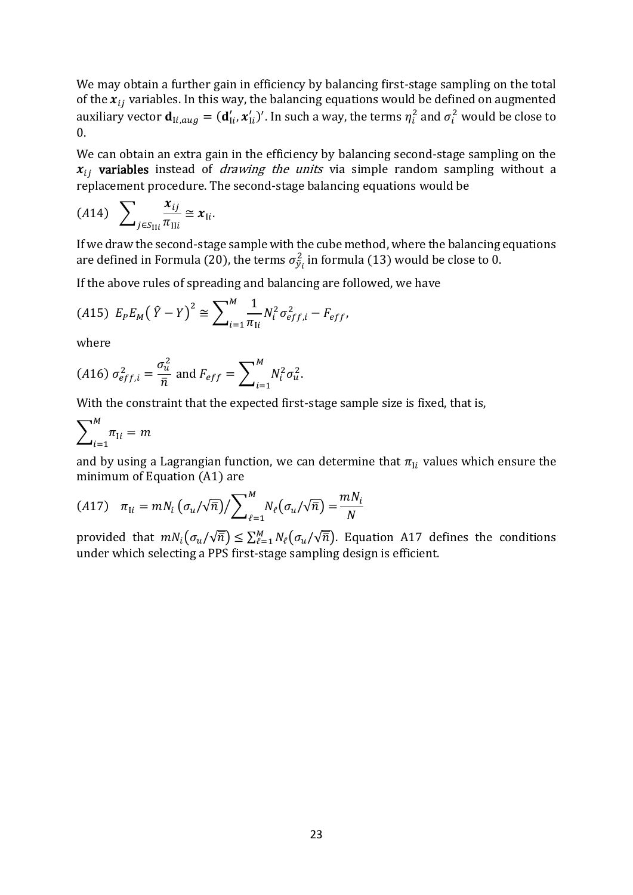We may obtain a further gain in efficiency by balancing first-stage sampling on the total of the $\boldsymbol{x}_{ij}$ variables. In this way, the balancing equations would be defined on augmented auxiliary vector $\mathbf{d}_{\text{I}i,aug} = (\mathbf{d}'_{\text{I}i}, \boldsymbol{x}'_{\text{I}i})'$. In such a way, the terms $\eta_i^2$ and $\sigma_i^2$ would be close to 0.

We can obtain an extra gain in the efficiency by balancing second-stage sampling on the $\boldsymbol{x}_{ij}$ **variables** instead of *drawing the units* via simple random sampling without a replacement procedure. The second-stage balancing equations would be

$$(A14)\quad \sum\nolimits_{j \in s_{\text{II}i}} \frac{\boldsymbol{x}_{ij}}{\pi_{\text{II}i}} \cong \boldsymbol{x}_{\text{I}i}.$$

If we draw the second-stage sample with the cube method, where the balancing equations are defined in Formula (20), the terms $\sigma_{\bar{y}_i}^2$ in formula (13) would be close to 0.

If the above rules of spreading and balancing are followed, we have

$$(A15)\quad E_P E_M \big(\hat{Y} - Y\big)^2 \cong \sum\nolimits_{i=1}^{M} \frac{1}{\pi_{\text{I}i}} N_i^2 \sigma_{eff,i}^2 - F_{eff},$$

where

$$(A16)\ \sigma_{eff,i}^2 = \frac{\sigma_u^2}{\bar{\bar{n}}} \text{ and } F_{eff} = \sum\nolimits_{i=1}^{M} N_i^2 \sigma_u^2.$$

With the constraint that the expected first-stage sample size is fixed, that is,

$$\sum\nolimits_{i=1}^{M} \pi_{\text{I}i} = m$$

and by using a Lagrangian function, we can determine that $\pi_{\text{I}i}$ values which ensure the minimum of Equation (A1) are

$$(A17)\quad \pi_{\text{I}i} = mN_i \left(\sigma_u/\sqrt{\bar{\bar{n}}}\right) \Big/ \sum\nolimits_{\ell=1}^{M} N_\ell \left(\sigma_u/\sqrt{\bar{\bar{n}}}\right) = \frac{mN_i}{N}$$

provided that $mN_i\left(\sigma_u/\sqrt{\bar{\bar{n}}}\right) \leq \sum_{\ell=1}^{M} N_\ell \left(\sigma_u/\sqrt{\bar{\bar{n}}}\right)$. Equation A17 defines the conditions under which selecting a PPS first-stage sampling design is efficient.